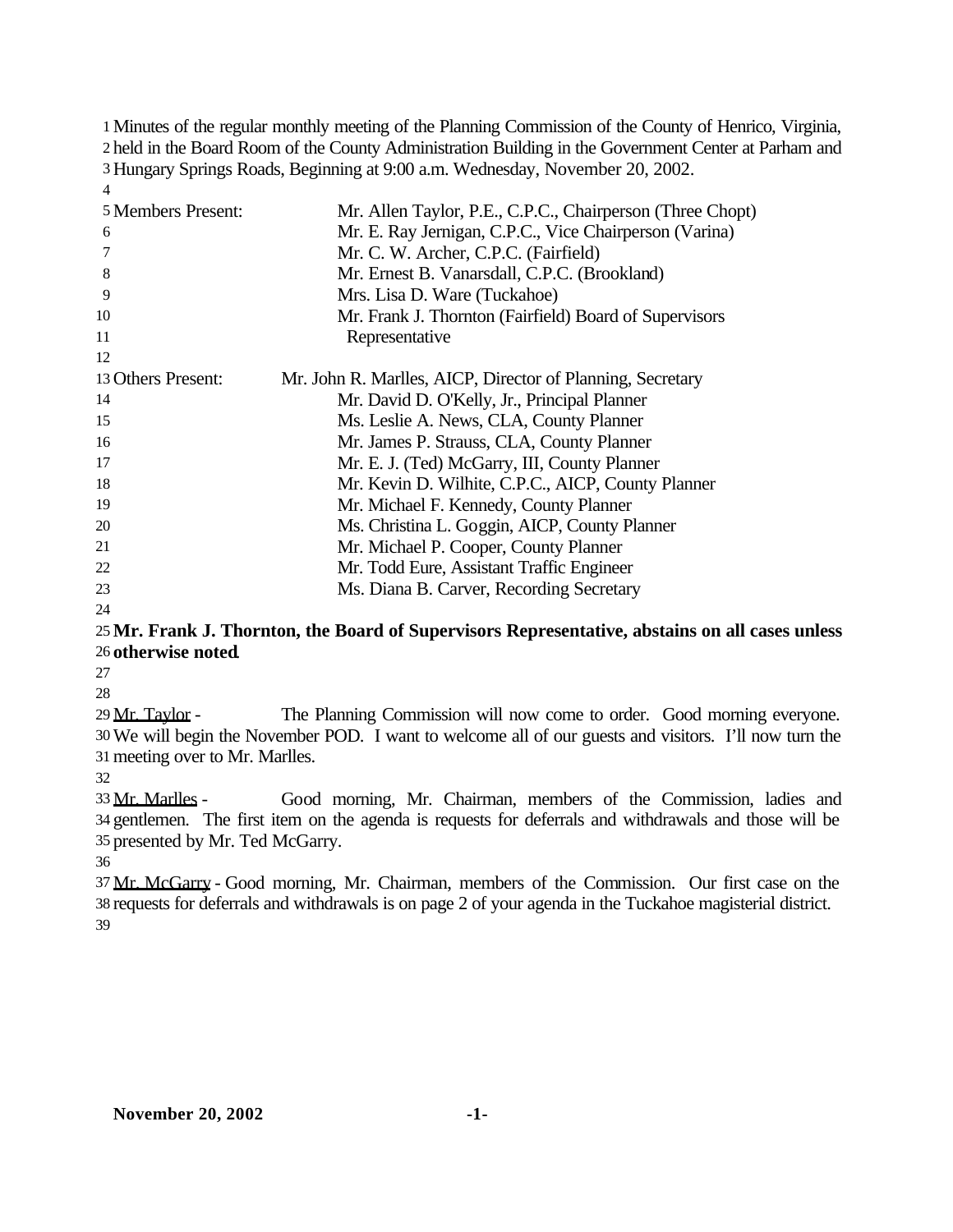Minutes of the regular monthly meeting of the Planning Commission of the County of Henrico, Virginia, held in the Board Room of the County Administration Building in the Government Center at Parham and Hungary Springs Roads, Beginning at 9:00 a.m. Wednesday, November 20, 2002.

| | |
|---|---|
| Members Present: | Mr. Allen Taylor, P.E., C.P.C., Chairperson (Three Chopt) |
| | Mr. E. Ray Jernigan, C.P.C., Vice Chairperson (Varina) |
| | Mr. C. W. Archer, C.P.C. (Fairfield) |
| | Mr. Ernest B. Vanarsdall, C.P.C. (Brookland) |
| | Mrs. Lisa D. Ware (Tuckahoe) |
| | Mr. Frank J. Thornton (Fairfield) Board of Supervisors Representative |

| | |
|---|---|
| Others Present: | Mr. John R. Marlles, AICP, Director of Planning, Secretary |
| | Mr. David D. O'Kelly, Jr., Principal Planner |
| | Ms. Leslie A. News, CLA, County Planner |
| | Mr. James P. Strauss, CLA, County Planner |
| | Mr. E. J. (Ted) McGarry, III, County Planner |
| | Mr. Kevin D. Wilhite, C.P.C., AICP, County Planner |
| | Mr. Michael F. Kennedy, County Planner |
| | Ms. Christina L. Goggin, AICP, County Planner |
| | Mr. Michael P. Cooper, County Planner |
| | Mr. Todd Eure, Assistant Traffic Engineer |
| | Ms. Diana B. Carver, Recording Secretary |

**Mr. Frank J. Thornton, the Board of Supervisors Representative, abstains on all cases unless otherwise noted.**

Mr. Taylor - The Planning Commission will now come to order. Good morning everyone. We will begin the November POD. I want to welcome all of our guests and visitors. I'll now turn the meeting over to Mr. Marlles.

Mr. Marlles - Good morning, Mr. Chairman, members of the Commission, ladies and gentlemen. The first item on the agenda is requests for deferrals and withdrawals and those will be presented by Mr. Ted McGarry.

Mr. McGarry - Good morning, Mr. Chairman, members of the Commission. Our first case on the requests for deferrals and withdrawals is on page 2 of your agenda in the Tuckahoe magisterial district.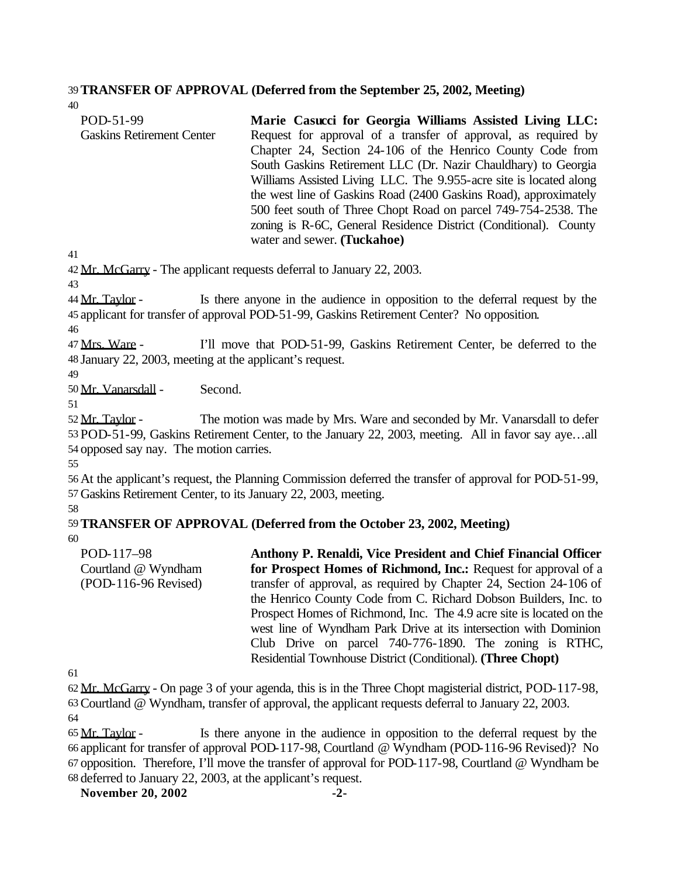**TRANSFER OF APPROVAL (Deferred from the September 25, 2002, Meeting)**

| | |
|---|---|
| POD-51-99<br>Gaskins Retirement Center | **Marie Casucci for Georgia Williams Assisted Living LLC:** Request for approval of a transfer of approval, as required by Chapter 24, Section 24-106 of the Henrico County Code from South Gaskins Retirement LLC (Dr. Nazir Chauldhary) to Georgia Williams Assisted Living LLC. The 9.955-acre site is located along the west line of Gaskins Road (2400 Gaskins Road), approximately 500 feet south of Three Chopt Road on parcel 749-754-2538. The zoning is R-6C, General Residence District (Conditional). County water and sewer. **(Tuckahoe)** |

Mr. McGarry - The applicant requests deferral to January 22, 2003.

Mr. Taylor - Is there anyone in the audience in opposition to the deferral request by the applicant for transfer of approval POD-51-99, Gaskins Retirement Center? No opposition.

Mrs. Ware - I'll move that POD-51-99, Gaskins Retirement Center, be deferred to the January 22, 2003, meeting at the applicant's request.

Mr. Vanarsdall - Second.

Mr. Taylor - The motion was made by Mrs. Ware and seconded by Mr. Vanarsdall to defer POD-51-99, Gaskins Retirement Center, to the January 22, 2003, meeting. All in favor say aye…all opposed say nay. The motion carries.

At the applicant's request, the Planning Commission deferred the transfer of approval for POD-51-99, Gaskins Retirement Center, to its January 22, 2003, meeting.

**TRANSFER OF APPROVAL (Deferred from the October 23, 2002, Meeting)**

| | |
|---|---|
| POD-117–98<br>Courtland @ Wyndham<br>(POD-116-96 Revised) | **Anthony P. Renaldi, Vice President and Chief Financial Officer for Prospect Homes of Richmond, Inc.:** Request for approval of a transfer of approval, as required by Chapter 24, Section 24-106 of the Henrico County Code from C. Richard Dobson Builders, Inc. to Prospect Homes of Richmond, Inc. The 4.9 acre site is located on the west line of Wyndham Park Drive at its intersection with Dominion Club Drive on parcel 740-776-1890. The zoning is RTHC, Residential Townhouse District (Conditional). **(Three Chopt)** |

Mr. McGarry - On page 3 of your agenda, this is in the Three Chopt magisterial district, POD-117-98, Courtland @ Wyndham, transfer of approval, the applicant requests deferral to January 22, 2003.

Mr. Taylor - Is there anyone in the audience in opposition to the deferral request by the applicant for transfer of approval POD-117-98, Courtland @ Wyndham (POD-116-96 Revised)? No opposition. Therefore, I'll move the transfer of approval for POD-117-98, Courtland @ Wyndham be deferred to January 22, 2003, at the applicant's request.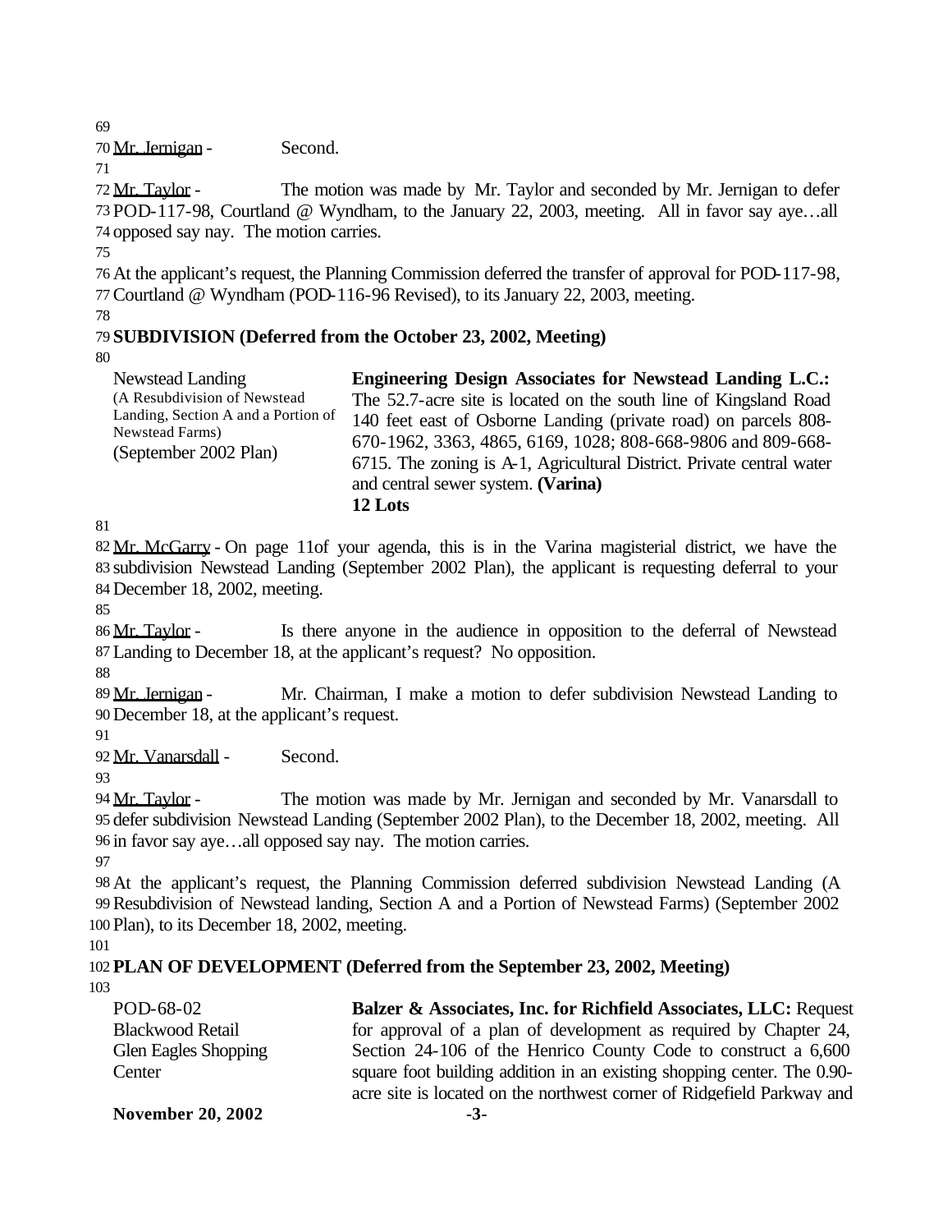Mr. Jernigan - Second.

Mr. Taylor - The motion was made by Mr. Taylor and seconded by Mr. Jernigan to defer POD-117-98, Courtland @ Wyndham, to the January 22, 2003, meeting. All in favor say aye…all opposed say nay. The motion carries.

At the applicant's request, the Planning Commission deferred the transfer of approval for POD-117-98, Courtland @ Wyndham (POD-116-96 Revised), to its January 22, 2003, meeting.

**SUBDIVISION (Deferred from the October 23, 2002, Meeting)**

| | |
|---|---|
| Newstead Landing (A Resubdivision of Newstead Landing, Section A and a Portion of Newstead Farms) (September 2002 Plan) | **Engineering Design Associates for Newstead Landing L.C.:** The 52.7-acre site is located on the south line of Kingsland Road 140 feet east of Osborne Landing (private road) on parcels 808-670-1962, 3363, 4865, 6169, 1028; 808-668-9806 and 809-668-6715. The zoning is A-1, Agricultural District. Private central water and central sewer system. **(Varina)** **12 Lots** |

Mr. McGarry - On page 11of your agenda, this is in the Varina magisterial district, we have the subdivision Newstead Landing (September 2002 Plan), the applicant is requesting deferral to your December 18, 2002, meeting.

Mr. Taylor - Is there anyone in the audience in opposition to the deferral of Newstead Landing to December 18, at the applicant's request? No opposition.

Mr. Jernigan - Mr. Chairman, I make a motion to defer subdivision Newstead Landing to December 18, at the applicant's request.

Mr. Vanarsdall - Second.

Mr. Taylor - The motion was made by Mr. Jernigan and seconded by Mr. Vanarsdall to defer subdivision Newstead Landing (September 2002 Plan), to the December 18, 2002, meeting. All in favor say aye…all opposed say nay. The motion carries.

At the applicant's request, the Planning Commission deferred subdivision Newstead Landing (A Resubdivision of Newstead landing, Section A and a Portion of Newstead Farms) (September 2002 Plan), to its December 18, 2002, meeting.

**PLAN OF DEVELOPMENT (Deferred from the September 23, 2002, Meeting)**

| | |
|---|---|
| POD-68-02 Blackwood Retail Glen Eagles Shopping Center | **Balzer & Associates, Inc. for Richfield Associates, LLC:** Request for approval of a plan of development as required by Chapter 24, Section 24-106 of the Henrico County Code to construct a 6,600 square foot building addition in an existing shopping center. The 0.90-acre site is located on the northwest corner of Ridgefield Parkway and |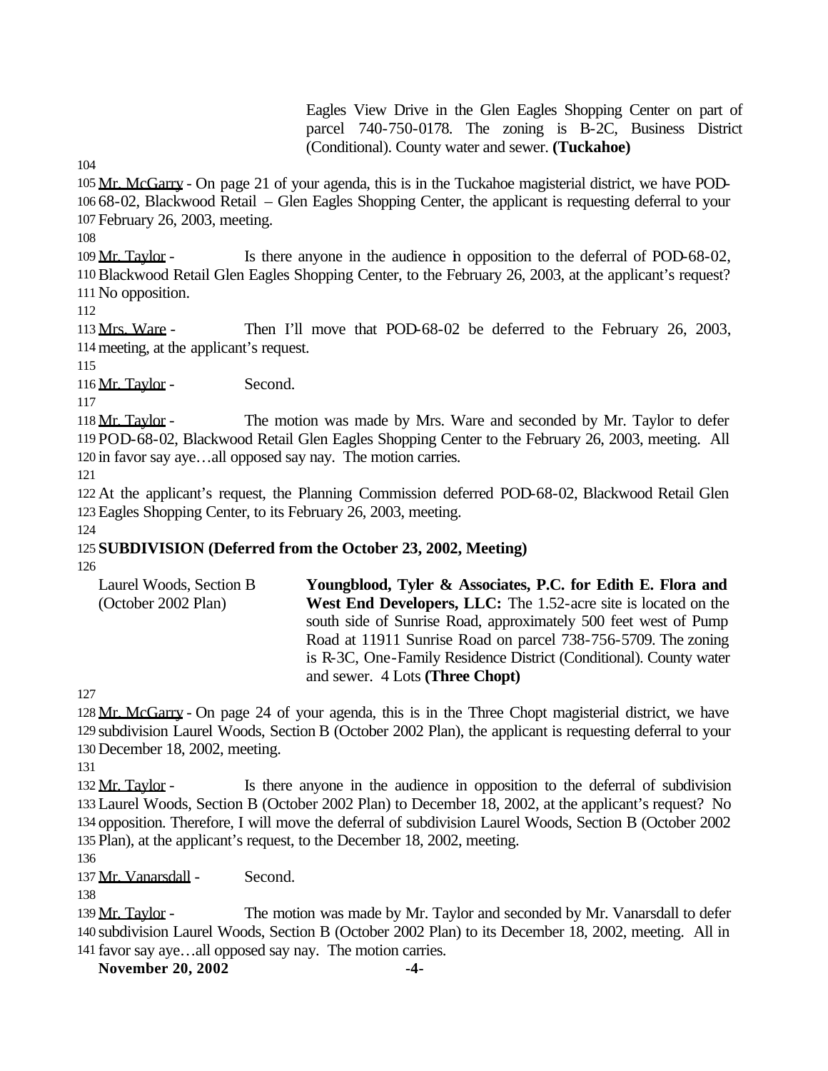Eagles View Drive in the Glen Eagles Shopping Center on part of parcel 740-750-0178. The zoning is B-2C, Business District (Conditional). County water and sewer. **(Tuckahoe)**

Mr. McGarry - On page 21 of your agenda, this is in the Tuckahoe magisterial district, we have POD-68-02, Blackwood Retail – Glen Eagles Shopping Center, the applicant is requesting deferral to your February 26, 2003, meeting.

Mr. Taylor - Is there anyone in the audience in opposition to the deferral of POD-68-02, Blackwood Retail Glen Eagles Shopping Center, to the February 26, 2003, at the applicant's request? No opposition.

Mrs. Ware - Then I'll move that POD-68-02 be deferred to the February 26, 2003, meeting, at the applicant's request.

Mr. Taylor - Second.

Mr. Taylor - The motion was made by Mrs. Ware and seconded by Mr. Taylor to defer POD-68-02, Blackwood Retail Glen Eagles Shopping Center to the February 26, 2003, meeting. All in favor say aye…all opposed say nay. The motion carries.

At the applicant's request, the Planning Commission deferred POD-68-02, Blackwood Retail Glen Eagles Shopping Center, to its February 26, 2003, meeting.

**SUBDIVISION (Deferred from the October 23, 2002, Meeting)**

Laurel Woods, Section B (October 2002 Plan)

**Youngblood, Tyler & Associates, P.C. for Edith E. Flora and West End Developers, LLC:** The 1.52-acre site is located on the south side of Sunrise Road, approximately 500 feet west of Pump Road at 11911 Sunrise Road on parcel 738-756-5709. The zoning is R-3C, One-Family Residence District (Conditional). County water and sewer. 4 Lots **(Three Chopt)**

Mr. McGarry - On page 24 of your agenda, this is in the Three Chopt magisterial district, we have subdivision Laurel Woods, Section B (October 2002 Plan), the applicant is requesting deferral to your December 18, 2002, meeting.

Mr. Taylor - Is there anyone in the audience in opposition to the deferral of subdivision Laurel Woods, Section B (October 2002 Plan) to December 18, 2002, at the applicant's request? No opposition. Therefore, I will move the deferral of subdivision Laurel Woods, Section B (October 2002 Plan), at the applicant's request, to the December 18, 2002, meeting.

Mr. Vanarsdall - Second.

Mr. Taylor - The motion was made by Mr. Taylor and seconded by Mr. Vanarsdall to defer subdivision Laurel Woods, Section B (October 2002 Plan) to its December 18, 2002, meeting. All in favor say aye…all opposed say nay. The motion carries.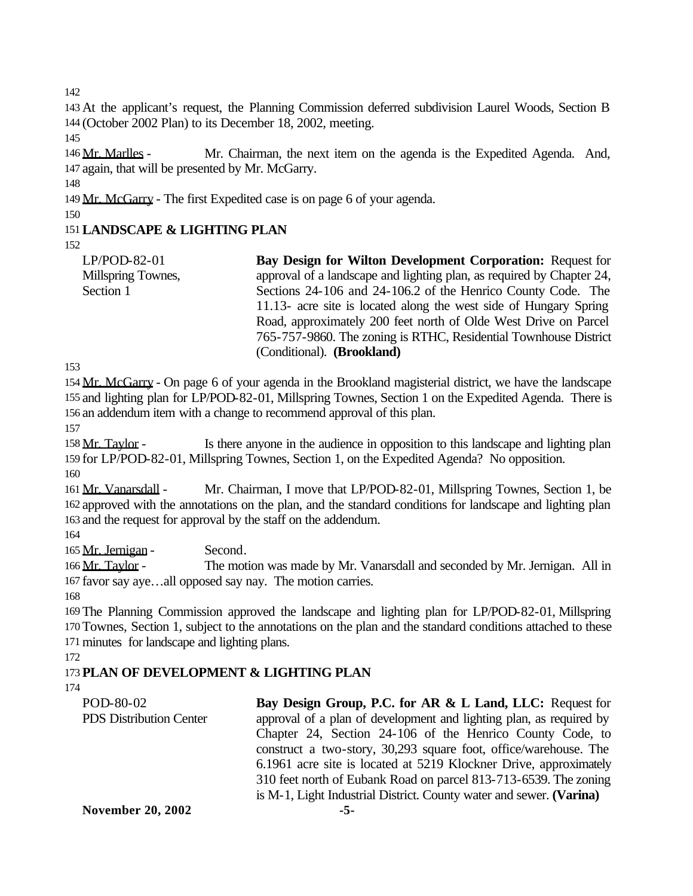At the applicant's request, the Planning Commission deferred subdivision Laurel Woods, Section B (October 2002 Plan) to its December 18, 2002, meeting.

Mr. Marlles - Mr. Chairman, the next item on the agenda is the Expedited Agenda. And, again, that will be presented by Mr. McGarry.

Mr. McGarry - The first Expedited case is on page 6 of your agenda.

**LANDSCAPE & LIGHTING PLAN**

| | |
|---|---|
| LP/POD-82-01<br>Millspring Townes,<br>Section 1 | **Bay Design for Wilton Development Corporation:** Request for approval of a landscape and lighting plan, as required by Chapter 24, Sections 24-106 and 24-106.2 of the Henrico County Code. The 11.13- acre site is located along the west side of Hungary Spring Road, approximately 200 feet north of Olde West Drive on Parcel 765-757-9860. The zoning is RTHC, Residential Townhouse District (Conditional). **(Brookland)** |

Mr. McGarry - On page 6 of your agenda in the Brookland magisterial district, we have the landscape and lighting plan for LP/POD-82-01, Millspring Townes, Section 1 on the Expedited Agenda. There is an addendum item with a change to recommend approval of this plan.

Mr. Taylor - Is there anyone in the audience in opposition to this landscape and lighting plan for LP/POD-82-01, Millspring Townes, Section 1, on the Expedited Agenda? No opposition.

Mr. Vanarsdall - Mr. Chairman, I move that LP/POD-82-01, Millspring Townes, Section 1, be approved with the annotations on the plan, and the standard conditions for landscape and lighting plan and the request for approval by the staff on the addendum.

Mr. Jernigan - Second.

Mr. Taylor - The motion was made by Mr. Vanarsdall and seconded by Mr. Jernigan. All in favor say aye…all opposed say nay. The motion carries.

The Planning Commission approved the landscape and lighting plan for LP/POD-82-01, Millspring Townes, Section 1, subject to the annotations on the plan and the standard conditions attached to these minutes for landscape and lighting plans.

**PLAN OF DEVELOPMENT & LIGHTING PLAN**

| | |
|---|---|
| POD-80-02<br>PDS Distribution Center | **Bay Design Group, P.C. for AR & L Land, LLC:** Request for approval of a plan of development and lighting plan, as required by Chapter 24, Section 24-106 of the Henrico County Code, to construct a two-story, 30,293 square foot, office/warehouse. The 6.1961 acre site is located at 5219 Klockner Drive, approximately 310 feet north of Eubank Road on parcel 813-713-6539. The zoning is M-1, Light Industrial District. County water and sewer. **(Varina)** |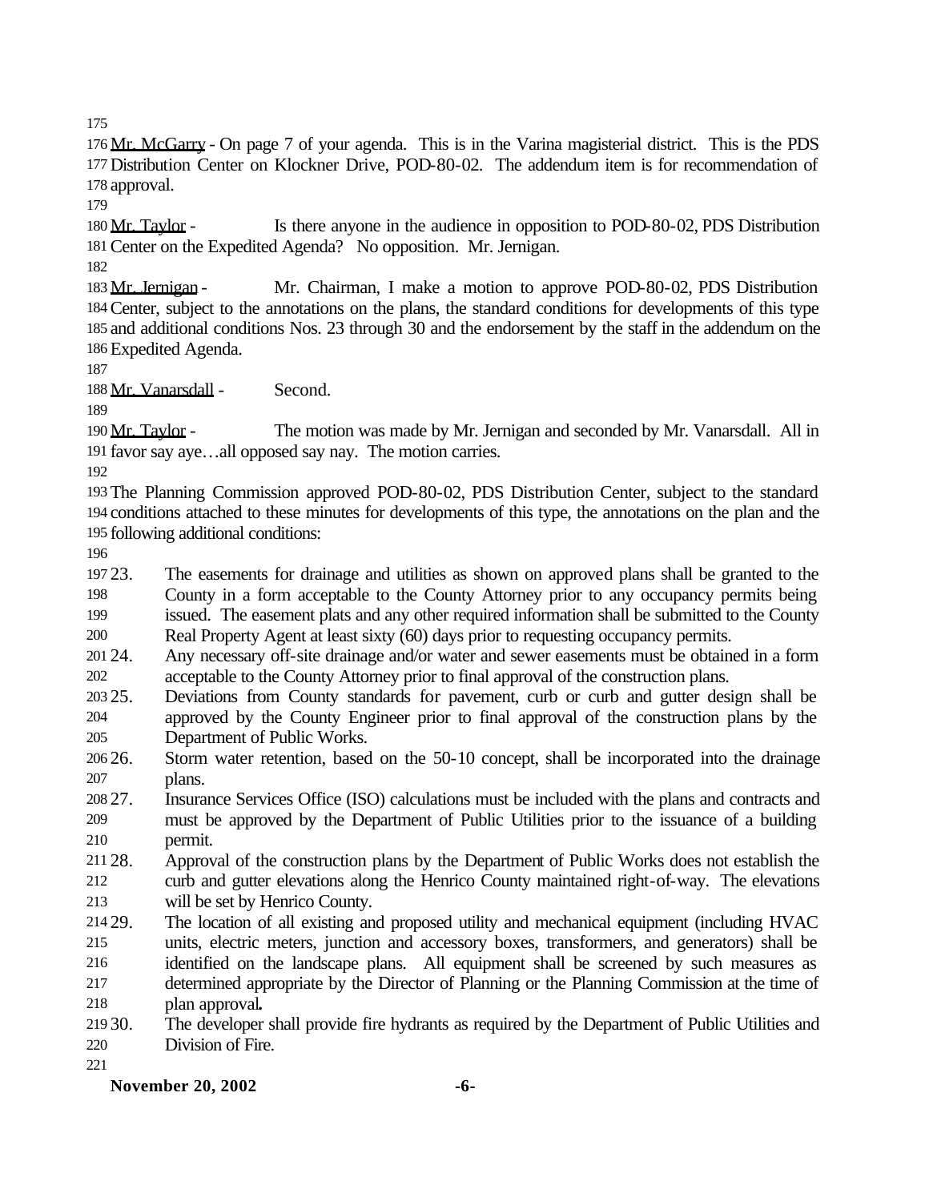Mr. McGarry - On page 7 of your agenda. This is in the Varina magisterial district. This is the PDS Distribution Center on Klockner Drive, POD-80-02. The addendum item is for recommendation of approval.

Mr. Taylor - Is there anyone in the audience in opposition to POD-80-02, PDS Distribution Center on the Expedited Agenda? No opposition. Mr. Jernigan.

Mr. Jernigan - Mr. Chairman, I make a motion to approve POD-80-02, PDS Distribution Center, subject to the annotations on the plans, the standard conditions for developments of this type and additional conditions Nos. 23 through 30 and the endorsement by the staff in the addendum on the Expedited Agenda.

Mr. Vanarsdall - Second.

Mr. Taylor - The motion was made by Mr. Jernigan and seconded by Mr. Vanarsdall. All in favor say aye…all opposed say nay. The motion carries.

The Planning Commission approved POD-80-02, PDS Distribution Center, subject to the standard conditions attached to these minutes for developments of this type, the annotations on the plan and the following additional conditions:

23. The easements for drainage and utilities as shown on approved plans shall be granted to the County in a form acceptable to the County Attorney prior to any occupancy permits being issued. The easement plats and any other required information shall be submitted to the County Real Property Agent at least sixty (60) days prior to requesting occupancy permits.
24. Any necessary off-site drainage and/or water and sewer easements must be obtained in a form acceptable to the County Attorney prior to final approval of the construction plans.
25. Deviations from County standards for pavement, curb or curb and gutter design shall be approved by the County Engineer prior to final approval of the construction plans by the Department of Public Works.
26. Storm water retention, based on the 50-10 concept, shall be incorporated into the drainage plans.
27. Insurance Services Office (ISO) calculations must be included with the plans and contracts and must be approved by the Department of Public Utilities prior to the issuance of a building permit.
28. Approval of the construction plans by the Department of Public Works does not establish the curb and gutter elevations along the Henrico County maintained right-of-way. The elevations will be set by Henrico County.
29. The location of all existing and proposed utility and mechanical equipment (including HVAC units, electric meters, junction and accessory boxes, transformers, and generators) shall be identified on the landscape plans. All equipment shall be screened by such measures as determined appropriate by the Director of Planning or the Planning Commission at the time of plan approval.
30. The developer shall provide fire hydrants as required by the Department of Public Utilities and Division of Fire.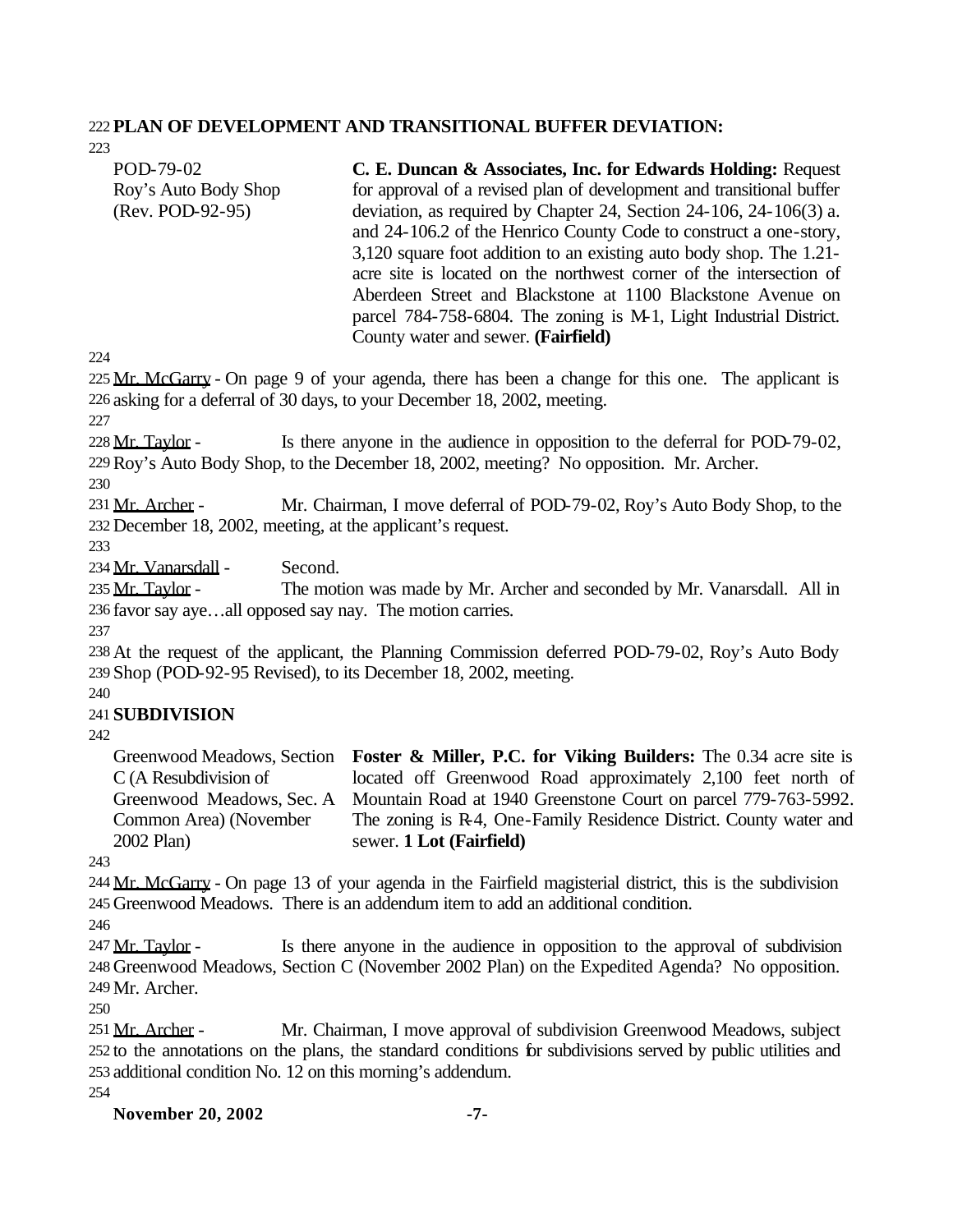**PLAN OF DEVELOPMENT AND TRANSITIONAL BUFFER DEVIATION:**

| | |
|---|---|
| POD-79-02<br>Roy's Auto Body Shop<br>(Rev. POD-92-95) | **C. E. Duncan & Associates, Inc. for Edwards Holding:** Request for approval of a revised plan of development and transitional buffer deviation, as required by Chapter 24, Section 24-106, 24-106(3) a. and 24-106.2 of the Henrico County Code to construct a one-story, 3,120 square foot addition to an existing auto body shop. The 1.21-acre site is located on the northwest corner of the intersection of Aberdeen Street and Blackstone at 1100 Blackstone Avenue on parcel 784-758-6804. The zoning is M-1, Light Industrial District. County water and sewer. **(Fairfield)** |

Mr. McGarry - On page 9 of your agenda, there has been a change for this one. The applicant is asking for a deferral of 30 days, to your December 18, 2002, meeting.

Mr. Taylor - Is there anyone in the audience in opposition to the deferral for POD-79-02, Roy's Auto Body Shop, to the December 18, 2002, meeting? No opposition. Mr. Archer.

Mr. Archer - Mr. Chairman, I move deferral of POD-79-02, Roy's Auto Body Shop, to the December 18, 2002, meeting, at the applicant's request.

Mr. Vanarsdall - Second.

Mr. Taylor - The motion was made by Mr. Archer and seconded by Mr. Vanarsdall. All in favor say aye…all opposed say nay. The motion carries.

At the request of the applicant, the Planning Commission deferred POD-79-02, Roy's Auto Body Shop (POD-92-95 Revised), to its December 18, 2002, meeting.

**SUBDIVISION**

| | |
|---|---|
| Greenwood Meadows, Section C (A Resubdivision of Greenwood Meadows, Sec. A Common Area) (November 2002 Plan) | **Foster & Miller, P.C. for Viking Builders:** The 0.34 acre site is located off Greenwood Road approximately 2,100 feet north of Mountain Road at 1940 Greenstone Court on parcel 779-763-5992. The zoning is R-4, One-Family Residence District. County water and sewer. **1 Lot (Fairfield)** |

Mr. McGarry - On page 13 of your agenda in the Fairfield magisterial district, this is the subdivision Greenwood Meadows. There is an addendum item to add an additional condition.

Mr. Taylor - Is there anyone in the audience in opposition to the approval of subdivision Greenwood Meadows, Section C (November 2002 Plan) on the Expedited Agenda? No opposition. Mr. Archer.

Mr. Archer - Mr. Chairman, I move approval of subdivision Greenwood Meadows, subject to the annotations on the plans, the standard conditions for subdivisions served by public utilities and additional condition No. 12 on this morning's addendum.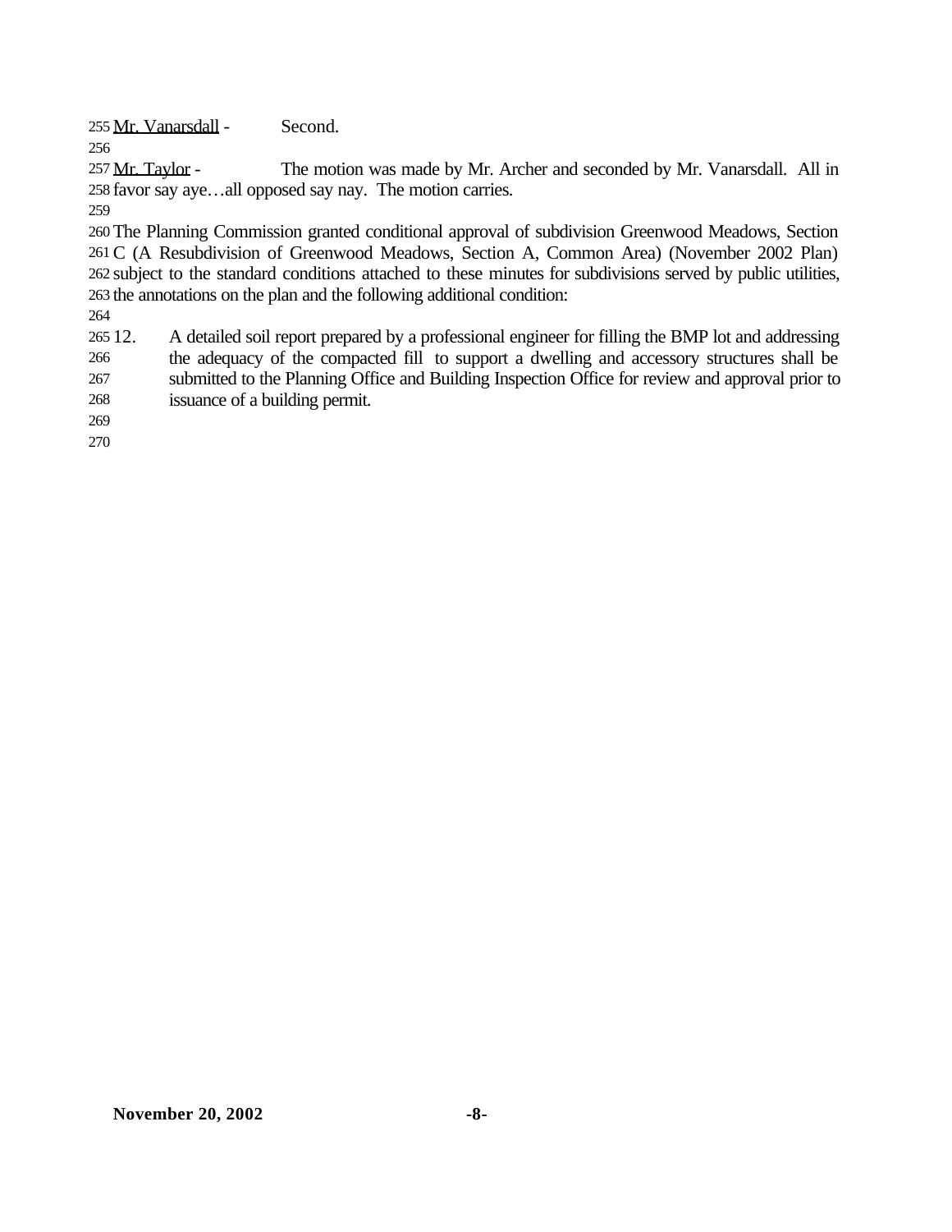Mr. Vanarsdall - Second.

Mr. Taylor - The motion was made by Mr. Archer and seconded by Mr. Vanarsdall. All in favor say aye…all opposed say nay. The motion carries.

The Planning Commission granted conditional approval of subdivision Greenwood Meadows, Section C (A Resubdivision of Greenwood Meadows, Section A, Common Area) (November 2002 Plan) subject to the standard conditions attached to these minutes for subdivisions served by public utilities, the annotations on the plan and the following additional condition:

12. A detailed soil report prepared by a professional engineer for filling the BMP lot and addressing the adequacy of the compacted fill to support a dwelling and accessory structures shall be submitted to the Planning Office and Building Inspection Office for review and approval prior to issuance of a building permit.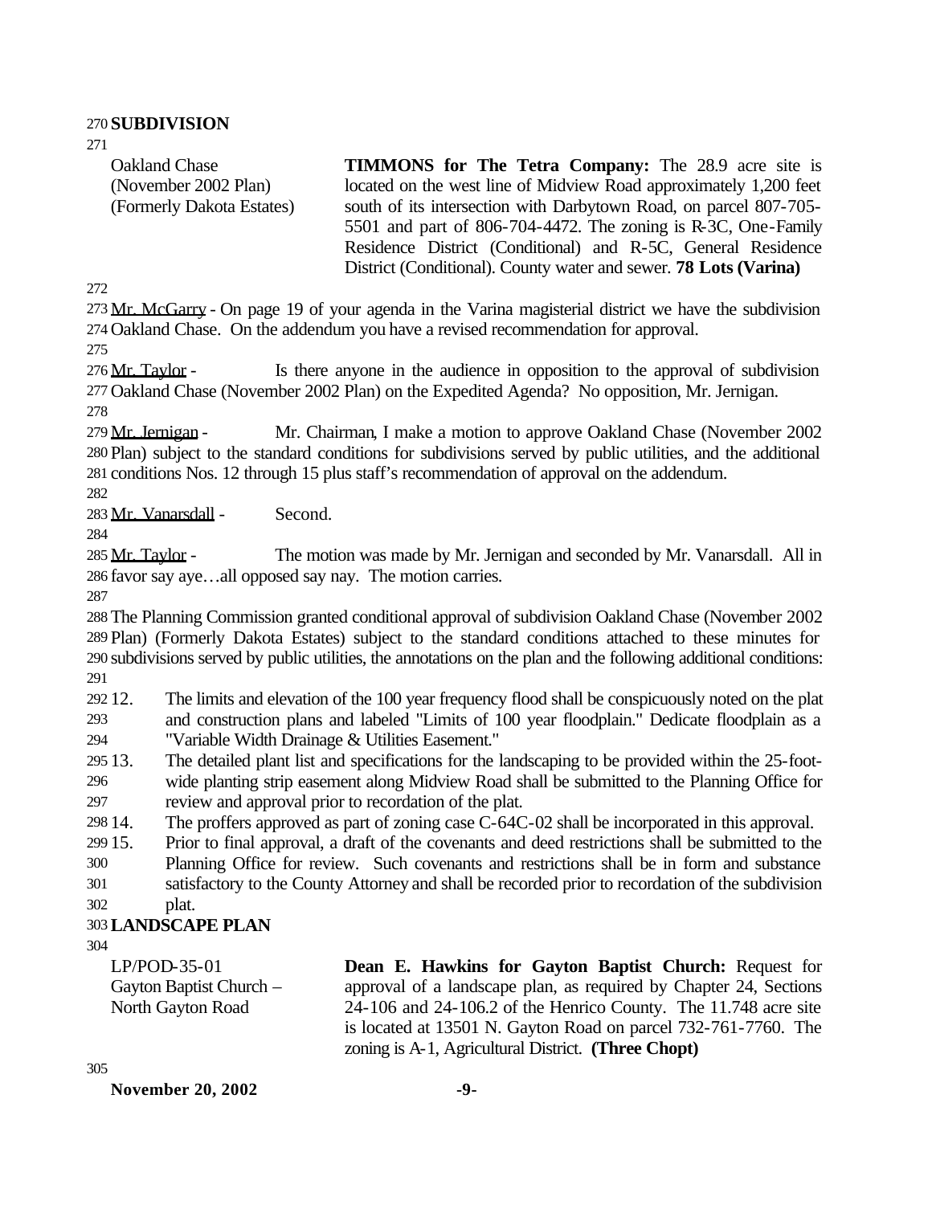**SUBDIVISION**

| | |
|---|---|
| Oakland Chase<br>(November 2002 Plan)<br>(Formerly Dakota Estates) | **TIMMONS for The Tetra Company:** The 28.9 acre site is located on the west line of Midview Road approximately 1,200 feet south of its intersection with Darbytown Road, on parcel 807-705-5501 and part of 806-704-4472. The zoning is R-3C, One-Family Residence District (Conditional) and R-5C, General Residence District (Conditional). County water and sewer. **78 Lots (Varina)** |

Mr. McGarry - On page 19 of your agenda in the Varina magisterial district we have the subdivision Oakland Chase. On the addendum you have a revised recommendation for approval.

Mr. Taylor - Is there anyone in the audience in opposition to the approval of subdivision Oakland Chase (November 2002 Plan) on the Expedited Agenda? No opposition, Mr. Jernigan.

Mr. Jernigan - Mr. Chairman, I make a motion to approve Oakland Chase (November 2002 Plan) subject to the standard conditions for subdivisions served by public utilities, and the additional conditions Nos. 12 through 15 plus staff's recommendation of approval on the addendum.

Mr. Vanarsdall - Second.

Mr. Taylor - The motion was made by Mr. Jernigan and seconded by Mr. Vanarsdall. All in favor say aye…all opposed say nay. The motion carries.

The Planning Commission granted conditional approval of subdivision Oakland Chase (November 2002 Plan) (Formerly Dakota Estates) subject to the standard conditions attached to these minutes for subdivisions served by public utilities, the annotations on the plan and the following additional conditions:

12. The limits and elevation of the 100 year frequency flood shall be conspicuously noted on the plat and construction plans and labeled "Limits of 100 year floodplain." Dedicate floodplain as a "Variable Width Drainage & Utilities Easement."
13. The detailed plant list and specifications for the landscaping to be provided within the 25-foot-wide planting strip easement along Midview Road shall be submitted to the Planning Office for review and approval prior to recordation of the plat.
14. The proffers approved as part of zoning case C-64C-02 shall be incorporated in this approval.
15. Prior to final approval, a draft of the covenants and deed restrictions shall be submitted to the Planning Office for review. Such covenants and restrictions shall be in form and substance satisfactory to the County Attorney and shall be recorded prior to recordation of the subdivision plat.

**LANDSCAPE PLAN**

| | |
|---|---|
| LP/POD-35-01<br>Gayton Baptist Church –<br>North Gayton Road | **Dean E. Hawkins for Gayton Baptist Church:** Request for approval of a landscape plan, as required by Chapter 24, Sections 24-106 and 24-106.2 of the Henrico County. The 11.748 acre site is located at 13501 N. Gayton Road on parcel 732-761-7760. The zoning is A-1, Agricultural District. **(Three Chopt)** |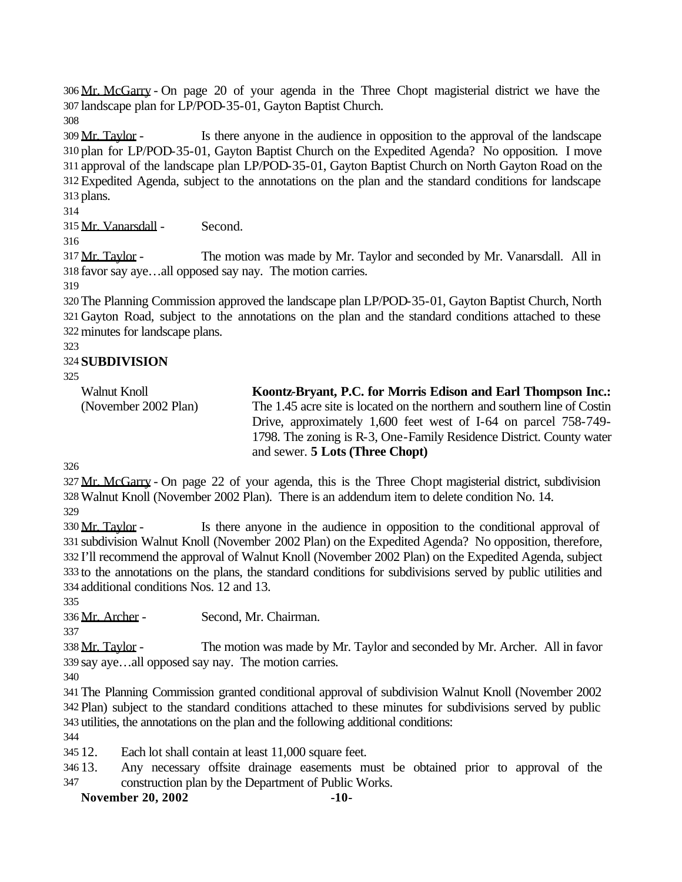Mr. McGarry - On page 20 of your agenda in the Three Chopt magisterial district we have the landscape plan for LP/POD-35-01, Gayton Baptist Church.

Mr. Taylor - Is there anyone in the audience in opposition to the approval of the landscape plan for LP/POD-35-01, Gayton Baptist Church on the Expedited Agenda? No opposition. I move approval of the landscape plan LP/POD-35-01, Gayton Baptist Church on North Gayton Road on the Expedited Agenda, subject to the annotations on the plan and the standard conditions for landscape plans.

Mr. Vanarsdall - Second.

Mr. Taylor - The motion was made by Mr. Taylor and seconded by Mr. Vanarsdall. All in favor say aye…all opposed say nay. The motion carries.

The Planning Commission approved the landscape plan LP/POD-35-01, Gayton Baptist Church, North Gayton Road, subject to the annotations on the plan and the standard conditions attached to these minutes for landscape plans.

**SUBDIVISION**

| | |
|---|---|
| Walnut Knoll (November 2002 Plan) | **Koontz-Bryant, P.C. for Morris Edison and Earl Thompson Inc.:** The 1.45 acre site is located on the northern and southern line of Costin Drive, approximately 1,600 feet west of I-64 on parcel 758-749-1798. The zoning is R-3, One-Family Residence District. County water and sewer. **5 Lots (Three Chopt)** |

Mr. McGarry - On page 22 of your agenda, this is the Three Chopt magisterial district, subdivision Walnut Knoll (November 2002 Plan). There is an addendum item to delete condition No. 14.

Mr. Taylor - Is there anyone in the audience in opposition to the conditional approval of subdivision Walnut Knoll (November 2002 Plan) on the Expedited Agenda? No opposition, therefore, I'll recommend the approval of Walnut Knoll (November 2002 Plan) on the Expedited Agenda, subject to the annotations on the plans, the standard conditions for subdivisions served by public utilities and additional conditions Nos. 12 and 13.

Mr. Archer - Second, Mr. Chairman.

Mr. Taylor - The motion was made by Mr. Taylor and seconded by Mr. Archer. All in favor say aye…all opposed say nay. The motion carries.

The Planning Commission granted conditional approval of subdivision Walnut Knoll (November 2002 Plan) subject to the standard conditions attached to these minutes for subdivisions served by public utilities, the annotations on the plan and the following additional conditions:

12. Each lot shall contain at least 11,000 square feet.
13. Any necessary offsite drainage easements must be obtained prior to approval of the construction plan by the Department of Public Works.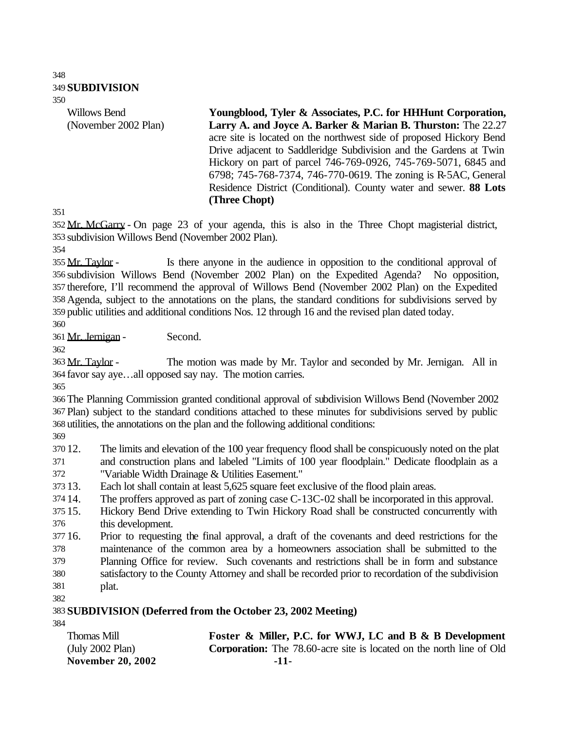## SUBDIVISION

| | |
|---|---|
| Willows Bend (November 2002 Plan) | **Youngblood, Tyler & Associates, P.C. for HHHunt Corporation, Larry A. and Joyce A. Barker & Marian B. Thurston:** The 22.27 acre site is located on the northwest side of proposed Hickory Bend Drive adjacent to Saddleridge Subdivision and the Gardens at Twin Hickory on part of parcel 746-769-0926, 745-769-5071, 6845 and 6798; 745-768-7374, 746-770-0619. The zoning is R-5AC, General Residence District (Conditional). County water and sewer. **88 Lots (Three Chopt)** |

Mr. McGarry - On page 23 of your agenda, this is also in the Three Chopt magisterial district, subdivision Willows Bend (November 2002 Plan).

Mr. Taylor - Is there anyone in the audience in opposition to the conditional approval of subdivision Willows Bend (November 2002 Plan) on the Expedited Agenda? No opposition, therefore, I'll recommend the approval of Willows Bend (November 2002 Plan) on the Expedited Agenda, subject to the annotations on the plans, the standard conditions for subdivisions served by public utilities and additional conditions Nos. 12 through 16 and the revised plan dated today.

Mr. Jernigan - Second.

Mr. Taylor - The motion was made by Mr. Taylor and seconded by Mr. Jernigan. All in favor say aye…all opposed say nay. The motion carries.

The Planning Commission granted conditional approval of subdivision Willows Bend (November 2002 Plan) subject to the standard conditions attached to these minutes for subdivisions served by public utilities, the annotations on the plan and the following additional conditions:

12. The limits and elevation of the 100 year frequency flood shall be conspicuously noted on the plat and construction plans and labeled "Limits of 100 year floodplain." Dedicate floodplain as a "Variable Width Drainage & Utilities Easement."
13. Each lot shall contain at least 5,625 square feet exclusive of the flood plain areas.
14. The proffers approved as part of zoning case C-13C-02 shall be incorporated in this approval.
15. Hickory Bend Drive extending to Twin Hickory Road shall be constructed concurrently with this development.
16. Prior to requesting the final approval, a draft of the covenants and deed restrictions for the maintenance of the common area by a homeowners association shall be submitted to the Planning Office for review. Such covenants and restrictions shall be in form and substance satisfactory to the County Attorney and shall be recorded prior to recordation of the subdivision plat.

## SUBDIVISION (Deferred from the October 23, 2002 Meeting)

| | |
|---|---|
| Thomas Mill (July 2002 Plan) | **Foster & Miller, P.C. for WWJ, LC and B & B Development Corporation:** The 78.60-acre site is located on the north line of Old |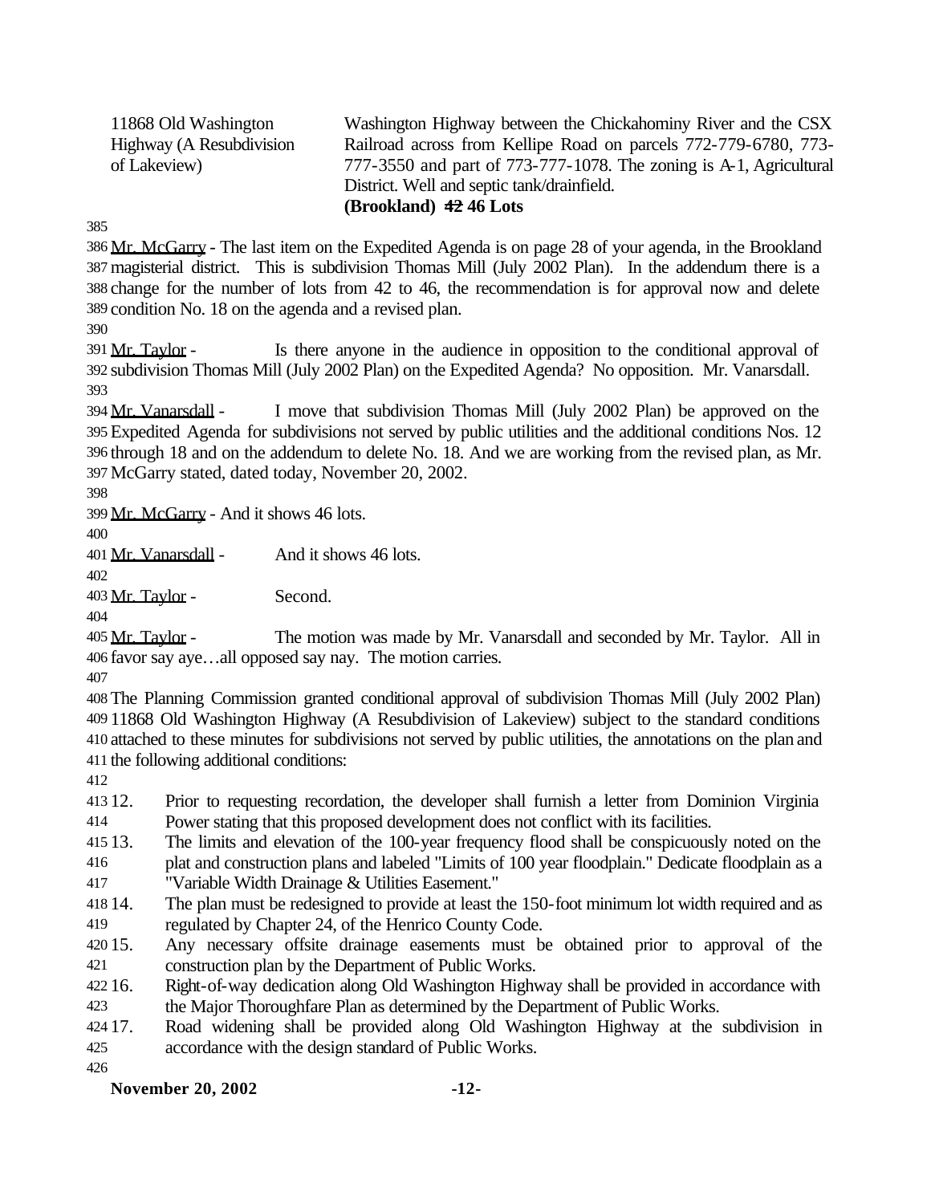| | |
|---|---|
| 11868 Old Washington Highway (A Resubdivision of Lakeview) | Washington Highway between the Chickahominy River and the CSX Railroad across from Kellipe Road on parcels 772-779-6780, 773-777-3550 and part of 773-777-1078. The zoning is A-1, Agricultural District. Well and septic tank/drainfield. **(Brookland) ~~42~~ 46 Lots** |

Mr. McGarry - The last item on the Expedited Agenda is on page 28 of your agenda, in the Brookland magisterial district. This is subdivision Thomas Mill (July 2002 Plan). In the addendum there is a change for the number of lots from 42 to 46, the recommendation is for approval now and delete condition No. 18 on the agenda and a revised plan.

Mr. Taylor - Is there anyone in the audience in opposition to the conditional approval of subdivision Thomas Mill (July 2002 Plan) on the Expedited Agenda? No opposition. Mr. Vanarsdall.

Mr. Vanarsdall - I move that subdivision Thomas Mill (July 2002 Plan) be approved on the Expedited Agenda for subdivisions not served by public utilities and the additional conditions Nos. 12 through 18 and on the addendum to delete No. 18. And we are working from the revised plan, as Mr. McGarry stated, dated today, November 20, 2002.

Mr. McGarry - And it shows 46 lots.

Mr. Vanarsdall - And it shows 46 lots.

Mr. Taylor - Second.

Mr. Taylor - The motion was made by Mr. Vanarsdall and seconded by Mr. Taylor. All in favor say aye…all opposed say nay. The motion carries.

The Planning Commission granted conditional approval of subdivision Thomas Mill (July 2002 Plan) 11868 Old Washington Highway (A Resubdivision of Lakeview) subject to the standard conditions attached to these minutes for subdivisions not served by public utilities, the annotations on the plan and the following additional conditions:

12. Prior to requesting recordation, the developer shall furnish a letter from Dominion Virginia Power stating that this proposed development does not conflict with its facilities.
13. The limits and elevation of the 100-year frequency flood shall be conspicuously noted on the plat and construction plans and labeled "Limits of 100 year floodplain." Dedicate floodplain as a "Variable Width Drainage & Utilities Easement."
14. The plan must be redesigned to provide at least the 150-foot minimum lot width required and as regulated by Chapter 24, of the Henrico County Code.
15. Any necessary offsite drainage easements must be obtained prior to approval of the construction plan by the Department of Public Works.
16. Right-of-way dedication along Old Washington Highway shall be provided in accordance with the Major Thoroughfare Plan as determined by the Department of Public Works.
17. Road widening shall be provided along Old Washington Highway at the subdivision in accordance with the design standard of Public Works.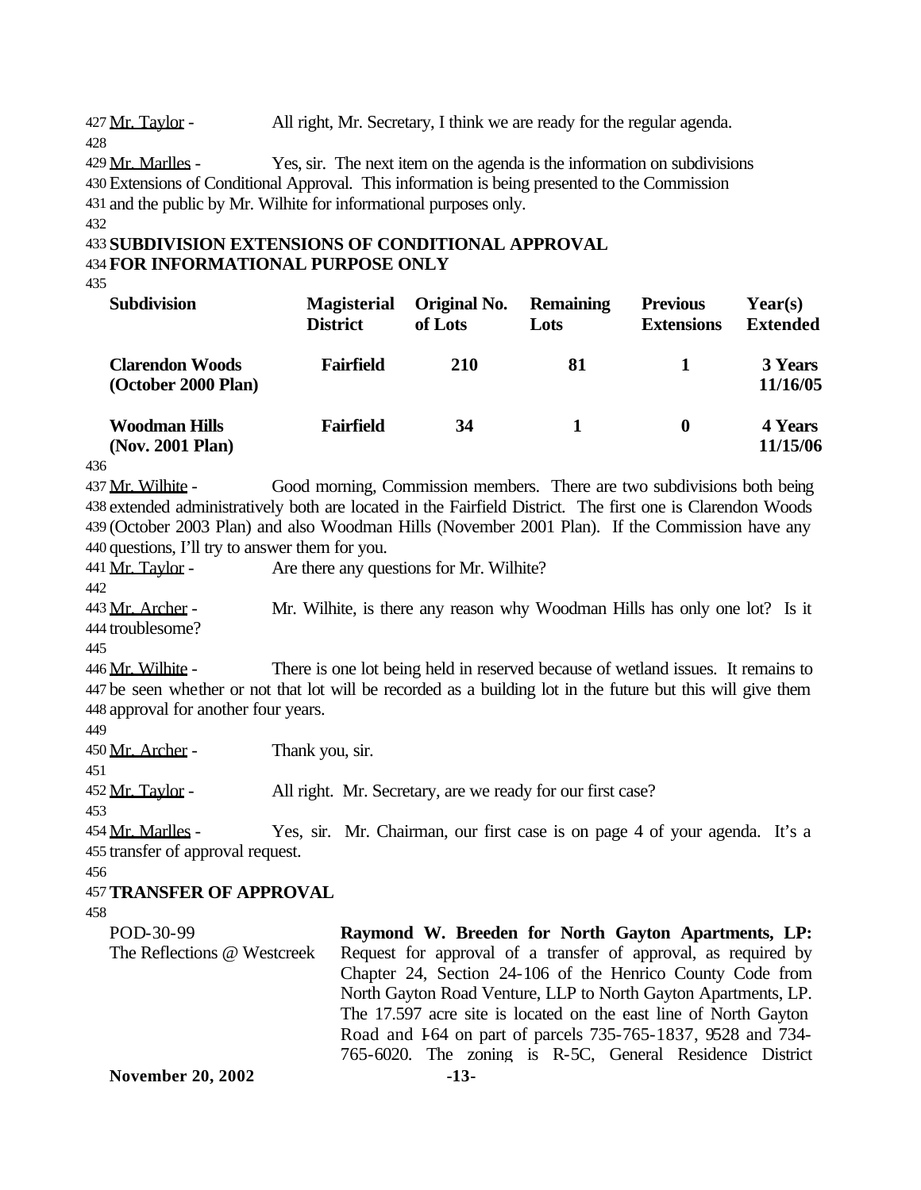Mr. Taylor - All right, Mr. Secretary, I think we are ready for the regular agenda.

Mr. Marlles - Yes, sir. The next item on the agenda is the information on subdivisions Extensions of Conditional Approval. This information is being presented to the Commission and the public by Mr. Wilhite for informational purposes only.

**SUBDIVISION EXTENSIONS OF CONDITIONAL APPROVAL FOR INFORMATIONAL PURPOSE ONLY**

| Subdivision | Magisterial District | Original No. of Lots | Remaining Lots | Previous Extensions | Year(s) Extended |
|---|---|---|---|---|---|
| **Clarendon Woods (October 2000 Plan)** | **Fairfield** | **210** | **81** | **1** | **3 Years 11/16/05** |
| **Woodman Hills (Nov. 2001 Plan)** | **Fairfield** | **34** | **1** | **0** | **4 Years 11/15/06** |

Mr. Wilhite - Good morning, Commission members. There are two subdivisions both being extended administratively both are located in the Fairfield District. The first one is Clarendon Woods (October 2003 Plan) and also Woodman Hills (November 2001 Plan). If the Commission have any questions, I'll try to answer them for you.

Mr. Taylor - Are there any questions for Mr. Wilhite?

Mr. Archer - Mr. Wilhite, is there any reason why Woodman Hills has only one lot? Is it troublesome?

Mr. Wilhite - There is one lot being held in reserved because of wetland issues. It remains to be seen whether or not that lot will be recorded as a building lot in the future but this will give them approval for another four years.

Mr. Archer - Thank you, sir.

Mr. Taylor - All right. Mr. Secretary, are we ready for our first case?

Mr. Marlles - Yes, sir. Mr. Chairman, our first case is on page 4 of your agenda. It's a transfer of approval request.

**TRANSFER OF APPROVAL**

POD-30-99
The Reflections @ Westcreek

**Raymond W. Breeden for North Gayton Apartments, LP:** Request for approval of a transfer of approval, as required by Chapter 24, Section 24-106 of the Henrico County Code from North Gayton Road Venture, LLP to North Gayton Apartments, LP. The 17.597 acre site is located on the east line of North Gayton Road and I-64 on part of parcels 735-765-1837, 9528 and 734-765-6020. The zoning is R-5C, General Residence District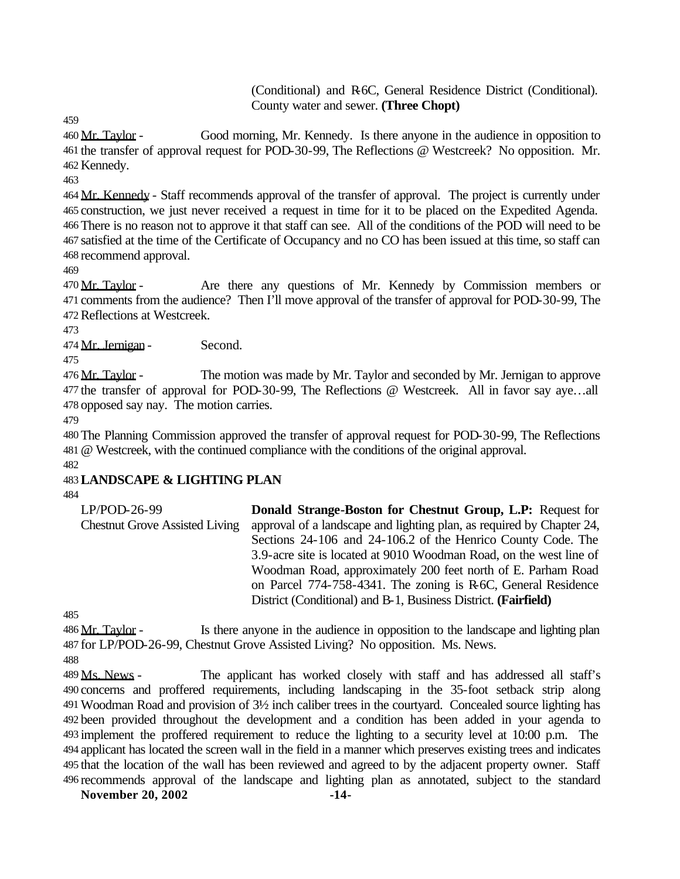(Conditional) and R-6C, General Residence District (Conditional). County water and sewer. **(Three Chopt)**

459

460 Mr. Taylor - Good morning, Mr. Kennedy. Is there anyone in the audience in opposition to 461 the transfer of approval request for POD-30-99, The Reflections @ Westcreek? No opposition. Mr. 462 Kennedy.

463

464 Mr. Kennedy - Staff recommends approval of the transfer of approval. The project is currently under 465 construction, we just never received a request in time for it to be placed on the Expedited Agenda. 466 There is no reason not to approve it that staff can see. All of the conditions of the POD will need to be 467 satisfied at the time of the Certificate of Occupancy and no CO has been issued at this time, so staff can 468 recommend approval.

469

470 Mr. Taylor - Are there any questions of Mr. Kennedy by Commission members or 471 comments from the audience? Then I'll move approval of the transfer of approval for POD-30-99, The 472 Reflections at Westcreek.

473

474 Mr. Jernigan - Second.

475

476 Mr. Taylor - The motion was made by Mr. Taylor and seconded by Mr. Jernigan to approve 477 the transfer of approval for POD-30-99, The Reflections @ Westcreek. All in favor say aye…all 478 opposed say nay. The motion carries.

479

480 The Planning Commission approved the transfer of approval request for POD-30-99, The Reflections 481 @ Westcreek, with the continued compliance with the conditions of the original approval.

482

483 **LANDSCAPE & LIGHTING PLAN**

484

| | |
|---|---|
| LP/POD-26-99<br>Chestnut Grove Assisted Living | **Donald Strange-Boston for Chestnut Group, L.P:** Request for approval of a landscape and lighting plan, as required by Chapter 24, Sections 24-106 and 24-106.2 of the Henrico County Code. The 3.9-acre site is located at 9010 Woodman Road, on the west line of Woodman Road, approximately 200 feet north of E. Parham Road on Parcel 774-758-4341. The zoning is R-6C, General Residence District (Conditional) and B-1, Business District. **(Fairfield)** |

485

486 Mr. Taylor - Is there anyone in the audience in opposition to the landscape and lighting plan 487 for LP/POD-26-99, Chestnut Grove Assisted Living? No opposition. Ms. News.

488

489 Ms. News - The applicant has worked closely with staff and has addressed all staff's 490 concerns and proffered requirements, including landscaping in the 35-foot setback strip along 491 Woodman Road and provision of 3½ inch caliber trees in the courtyard. Concealed source lighting has 492 been provided throughout the development and a condition has been added in your agenda to 493 implement the proffered requirement to reduce the lighting to a security level at 10:00 p.m. The 494 applicant has located the screen wall in the field in a manner which preserves existing trees and indicates 495 that the location of the wall has been reviewed and agreed to by the adjacent property owner. Staff 496 recommends approval of the landscape and lighting plan as annotated, subject to the standard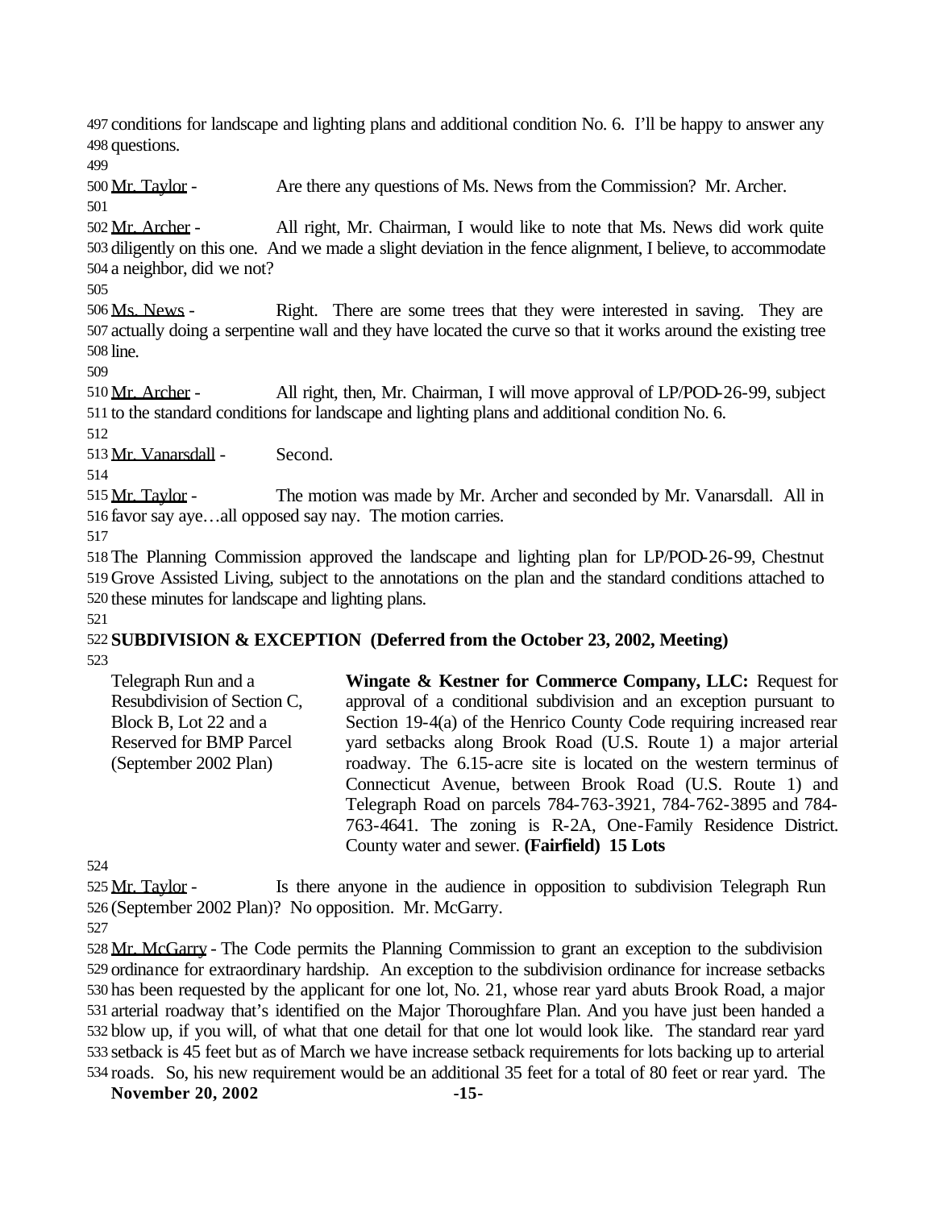conditions for landscape and lighting plans and additional condition No. 6. I'll be happy to answer any questions.

Mr. Taylor - Are there any questions of Ms. News from the Commission? Mr. Archer.

Mr. Archer - All right, Mr. Chairman, I would like to note that Ms. News did work quite diligently on this one. And we made a slight deviation in the fence alignment, I believe, to accommodate a neighbor, did we not?

Ms. News - Right. There are some trees that they were interested in saving. They are actually doing a serpentine wall and they have located the curve so that it works around the existing tree line.

Mr. Archer - All right, then, Mr. Chairman, I will move approval of LP/POD-26-99, subject to the standard conditions for landscape and lighting plans and additional condition No. 6.

Mr. Vanarsdall - Second.

Mr. Taylor - The motion was made by Mr. Archer and seconded by Mr. Vanarsdall. All in favor say aye…all opposed say nay. The motion carries.

The Planning Commission approved the landscape and lighting plan for LP/POD-26-99, Chestnut Grove Assisted Living, subject to the annotations on the plan and the standard conditions attached to these minutes for landscape and lighting plans.

**SUBDIVISION & EXCEPTION (Deferred from the October 23, 2002, Meeting)**

Telegraph Run and a Resubdivision of Section C, Block B, Lot 22 and a Reserved for BMP Parcel (September 2002 Plan)

**Wingate & Kestner for Commerce Company, LLC:** Request for approval of a conditional subdivision and an exception pursuant to Section 19-4(a) of the Henrico County Code requiring increased rear yard setbacks along Brook Road (U.S. Route 1) a major arterial roadway. The 6.15-acre site is located on the western terminus of Connecticut Avenue, between Brook Road (U.S. Route 1) and Telegraph Road on parcels 784-763-3921, 784-762-3895 and 784-763-4641. The zoning is R-2A, One-Family Residence District. County water and sewer. **(Fairfield) 15 Lots**

Mr. Taylor - Is there anyone in the audience in opposition to subdivision Telegraph Run (September 2002 Plan)? No opposition. Mr. McGarry.

Mr. McGarry - The Code permits the Planning Commission to grant an exception to the subdivision ordinance for extraordinary hardship. An exception to the subdivision ordinance for increase setbacks has been requested by the applicant for one lot, No. 21, whose rear yard abuts Brook Road, a major arterial roadway that's identified on the Major Thoroughfare Plan. And you have just been handed a blow up, if you will, of what that one detail for that one lot would look like. The standard rear yard setback is 45 feet but as of March we have increase setback requirements for lots backing up to arterial roads. So, his new requirement would be an additional 35 feet for a total of 80 feet or rear yard. The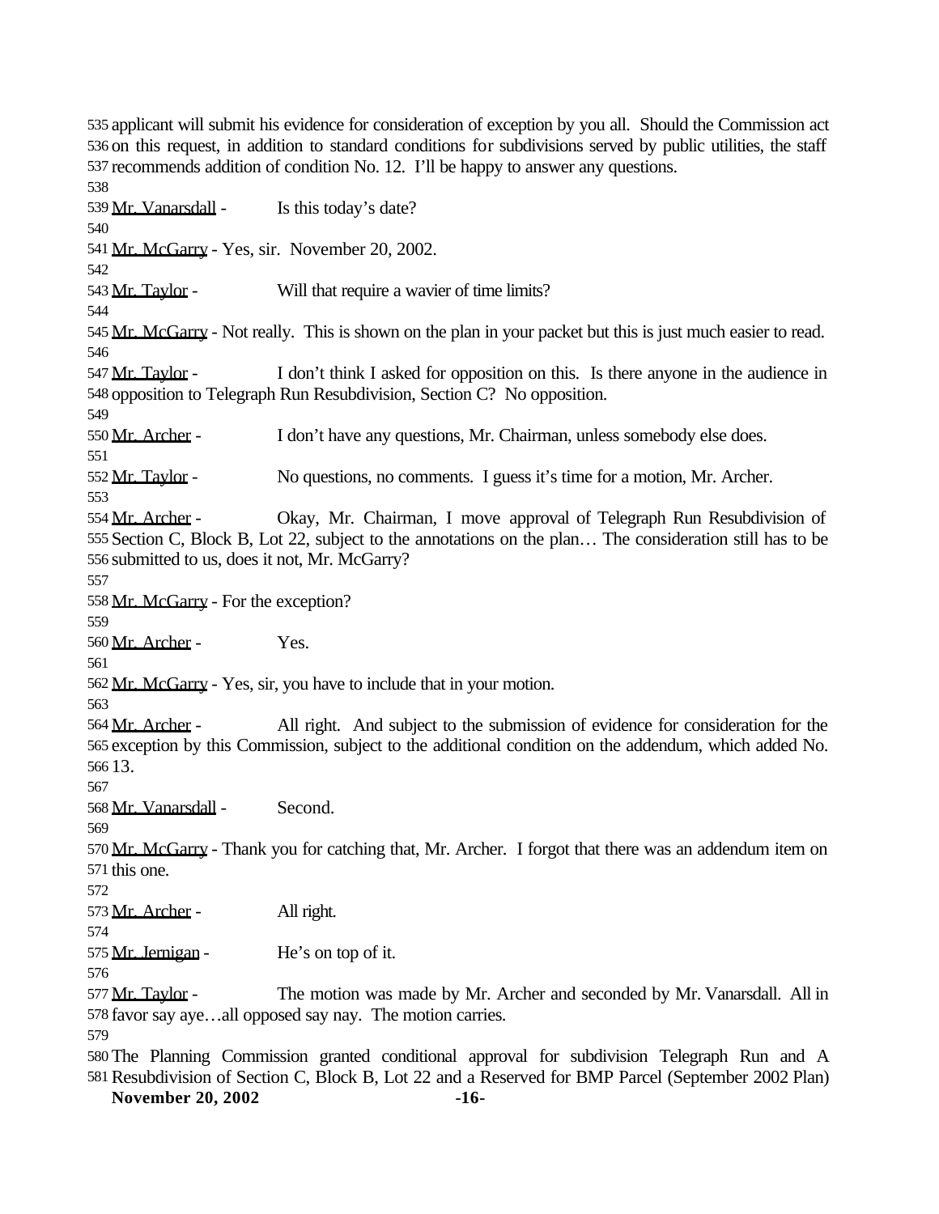applicant will submit his evidence for consideration of exception by you all. Should the Commission act on this request, in addition to standard conditions for subdivisions served by public utilities, the staff recommends addition of condition No. 12. I'll be happy to answer any questions.

Mr. Vanarsdall - Is this today's date?

Mr. McGarry - Yes, sir. November 20, 2002.

Mr. Taylor - Will that require a wavier of time limits?

Mr. McGarry - Not really. This is shown on the plan in your packet but this is just much easier to read.

Mr. Taylor - I don't think I asked for opposition on this. Is there anyone in the audience in opposition to Telegraph Run Resubdivision, Section C? No opposition.

Mr. Archer - I don't have any questions, Mr. Chairman, unless somebody else does.

Mr. Taylor - No questions, no comments. I guess it's time for a motion, Mr. Archer.

Mr. Archer - Okay, Mr. Chairman, I move approval of Telegraph Run Resubdivision of Section C, Block B, Lot 22, subject to the annotations on the plan… The consideration still has to be submitted to us, does it not, Mr. McGarry?

Mr. McGarry - For the exception?

Mr. Archer - Yes.

Mr. McGarry - Yes, sir, you have to include that in your motion.

Mr. Archer - All right. And subject to the submission of evidence for consideration for the exception by this Commission, subject to the additional condition on the addendum, which added No. 13.

Mr. Vanarsdall - Second.

Mr. McGarry - Thank you for catching that, Mr. Archer. I forgot that there was an addendum item on this one.

Mr. Archer - All right.

Mr. Jernigan - He's on top of it.

Mr. Taylor - The motion was made by Mr. Archer and seconded by Mr. Vanarsdall. All in favor say aye…all opposed say nay. The motion carries.

The Planning Commission granted conditional approval for subdivision Telegraph Run and A Resubdivision of Section C, Block B, Lot 22 and a Reserved for BMP Parcel (September 2002 Plan)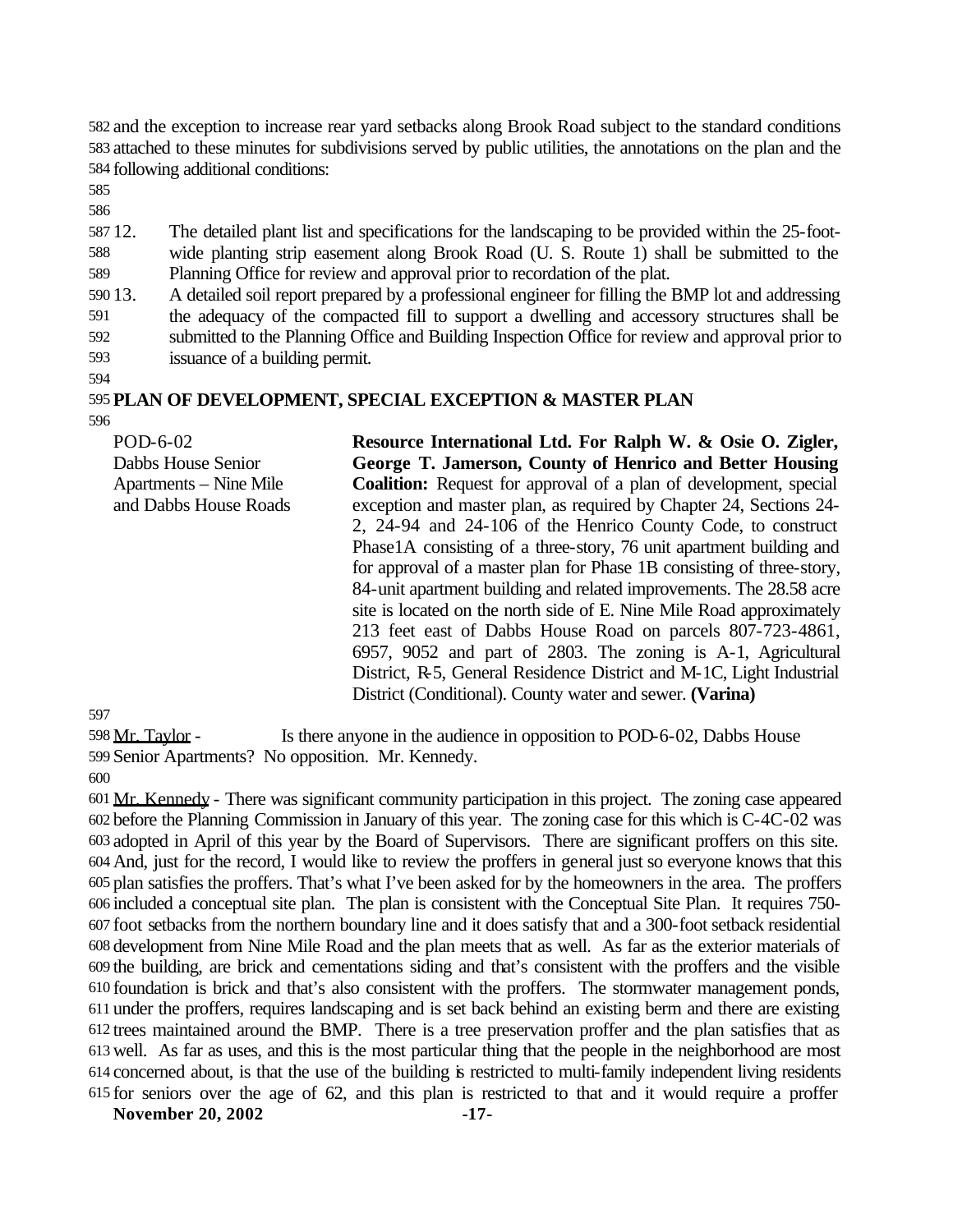and the exception to increase rear yard setbacks along Brook Road subject to the standard conditions attached to these minutes for subdivisions served by public utilities, the annotations on the plan and the following additional conditions:

12. The detailed plant list and specifications for the landscaping to be provided within the 25-foot-wide planting strip easement along Brook Road (U. S. Route 1) shall be submitted to the Planning Office for review and approval prior to recordation of the plat.
13. A detailed soil report prepared by a professional engineer for filling the BMP lot and addressing the adequacy of the compacted fill to support a dwelling and accessory structures shall be submitted to the Planning Office and Building Inspection Office for review and approval prior to issuance of a building permit.

**PLAN OF DEVELOPMENT, SPECIAL EXCEPTION & MASTER PLAN**

| | |
|---|---|
| POD-6-02<br>Dabbs House Senior Apartments – Nine Mile and Dabbs House Roads | **Resource International Ltd. For Ralph W. & Osie O. Zigler, George T. Jamerson, County of Henrico and Better Housing Coalition:** Request for approval of a plan of development, special exception and master plan, as required by Chapter 24, Sections 24-2, 24-94 and 24-106 of the Henrico County Code, to construct Phase1A consisting of a three-story, 76 unit apartment building and for approval of a master plan for Phase 1B consisting of three-story, 84-unit apartment building and related improvements. The 28.58 acre site is located on the north side of E. Nine Mile Road approximately 213 feet east of Dabbs House Road on parcels 807-723-4861, 6957, 9052 and part of 2803. The zoning is A-1, Agricultural District, R-5, General Residence District and M-1C, Light Industrial District (Conditional). County water and sewer. **(Varina)** |

Mr. Taylor - Is there anyone in the audience in opposition to POD-6-02, Dabbs House Senior Apartments? No opposition. Mr. Kennedy.

Mr. Kennedy - There was significant community participation in this project. The zoning case appeared before the Planning Commission in January of this year. The zoning case for this which is C-4C-02 was adopted in April of this year by the Board of Supervisors. There are significant proffers on this site. And, just for the record, I would like to review the proffers in general just so everyone knows that this plan satisfies the proffers. That's what I've been asked for by the homeowners in the area. The proffers included a conceptual site plan. The plan is consistent with the Conceptual Site Plan. It requires 750-foot setbacks from the northern boundary line and it does satisfy that and a 300-foot setback residential development from Nine Mile Road and the plan meets that as well. As far as the exterior materials of the building, are brick and cementations siding and that's consistent with the proffers and the visible foundation is brick and that's also consistent with the proffers. The stormwater management ponds, under the proffers, requires landscaping and is set back behind an existing berm and there are existing trees maintained around the BMP. There is a tree preservation proffer and the plan satisfies that as well. As far as uses, and this is the most particular thing that the people in the neighborhood are most concerned about, is that the use of the building is restricted to multi-family independent living residents for seniors over the age of 62, and this plan is restricted to that and it would require a proffer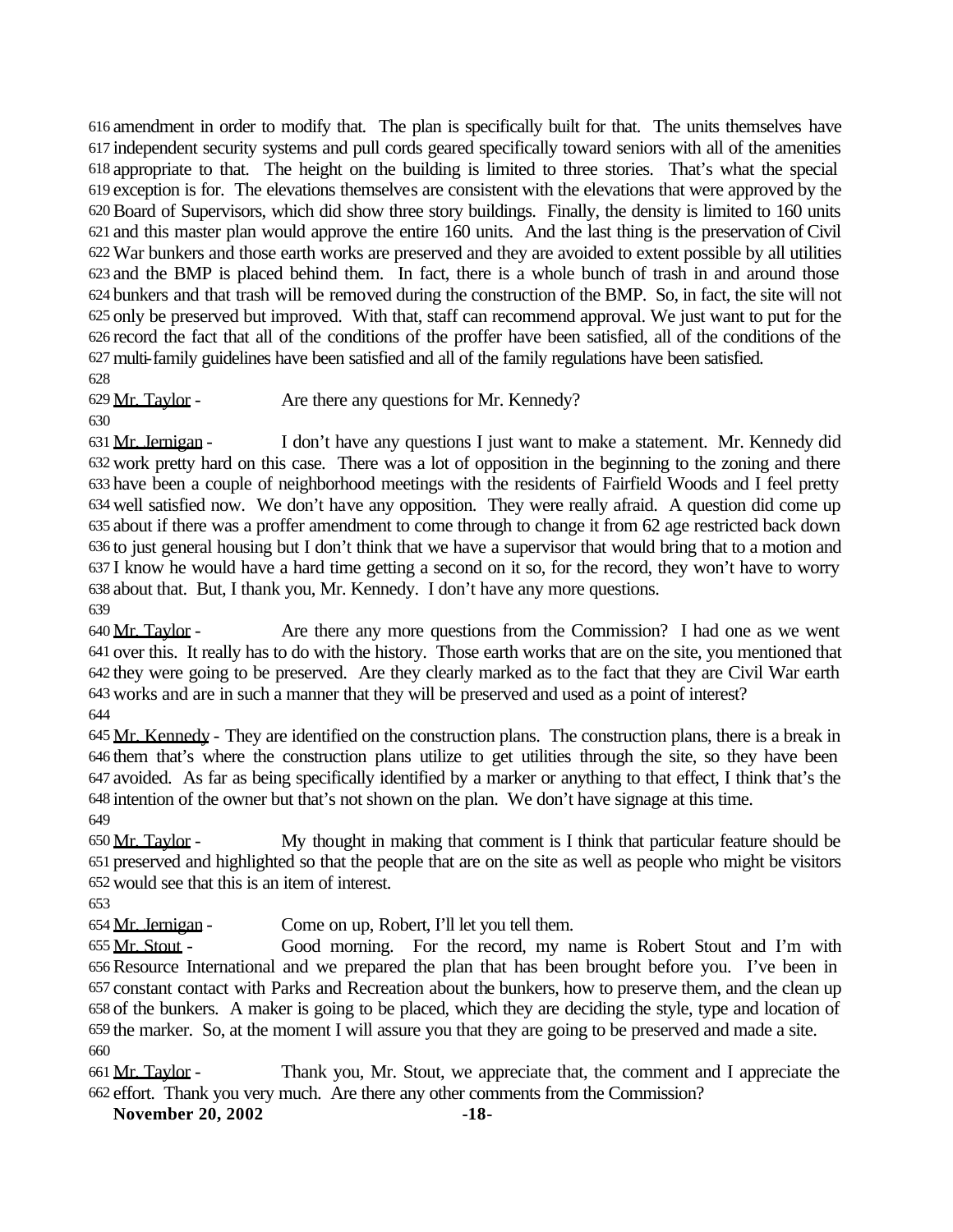amendment in order to modify that. The plan is specifically built for that. The units themselves have independent security systems and pull cords geared specifically toward seniors with all of the amenities appropriate to that. The height on the building is limited to three stories. That's what the special exception is for. The elevations themselves are consistent with the elevations that were approved by the Board of Supervisors, which did show three story buildings. Finally, the density is limited to 160 units and this master plan would approve the entire 160 units. And the last thing is the preservation of Civil War bunkers and those earth works are preserved and they are avoided to extent possible by all utilities and the BMP is placed behind them. In fact, there is a whole bunch of trash in and around those bunkers and that trash will be removed during the construction of the BMP. So, in fact, the site will not only be preserved but improved. With that, staff can recommend approval. We just want to put for the record the fact that all of the conditions of the proffer have been satisfied, all of the conditions of the multi-family guidelines have been satisfied and all of the family regulations have been satisfied.

Mr. Taylor - Are there any questions for Mr. Kennedy?

Mr. Jernigan - I don't have any questions I just want to make a statement. Mr. Kennedy did work pretty hard on this case. There was a lot of opposition in the beginning to the zoning and there have been a couple of neighborhood meetings with the residents of Fairfield Woods and I feel pretty well satisfied now. We don't have any opposition. They were really afraid. A question did come up about if there was a proffer amendment to come through to change it from 62 age restricted back down to just general housing but I don't think that we have a supervisor that would bring that to a motion and I know he would have a hard time getting a second on it so, for the record, they won't have to worry about that. But, I thank you, Mr. Kennedy. I don't have any more questions.

Mr. Taylor - Are there any more questions from the Commission? I had one as we went over this. It really has to do with the history. Those earth works that are on the site, you mentioned that they were going to be preserved. Are they clearly marked as to the fact that they are Civil War earth works and are in such a manner that they will be preserved and used as a point of interest?

Mr. Kennedy - They are identified on the construction plans. The construction plans, there is a break in them that's where the construction plans utilize to get utilities through the site, so they have been avoided. As far as being specifically identified by a marker or anything to that effect, I think that's the intention of the owner but that's not shown on the plan. We don't have signage at this time.

Mr. Taylor - My thought in making that comment is I think that particular feature should be preserved and highlighted so that the people that are on the site as well as people who might be visitors would see that this is an item of interest.

Mr. Jernigan - Come on up, Robert, I'll let you tell them.

Mr. Stout - Good morning. For the record, my name is Robert Stout and I'm with Resource International and we prepared the plan that has been brought before you. I've been in constant contact with Parks and Recreation about the bunkers, how to preserve them, and the clean up of the bunkers. A maker is going to be placed, which they are deciding the style, type and location of the marker. So, at the moment I will assure you that they are going to be preserved and made a site.

Mr. Taylor - Thank you, Mr. Stout, we appreciate that, the comment and I appreciate the effort. Thank you very much. Are there any other comments from the Commission?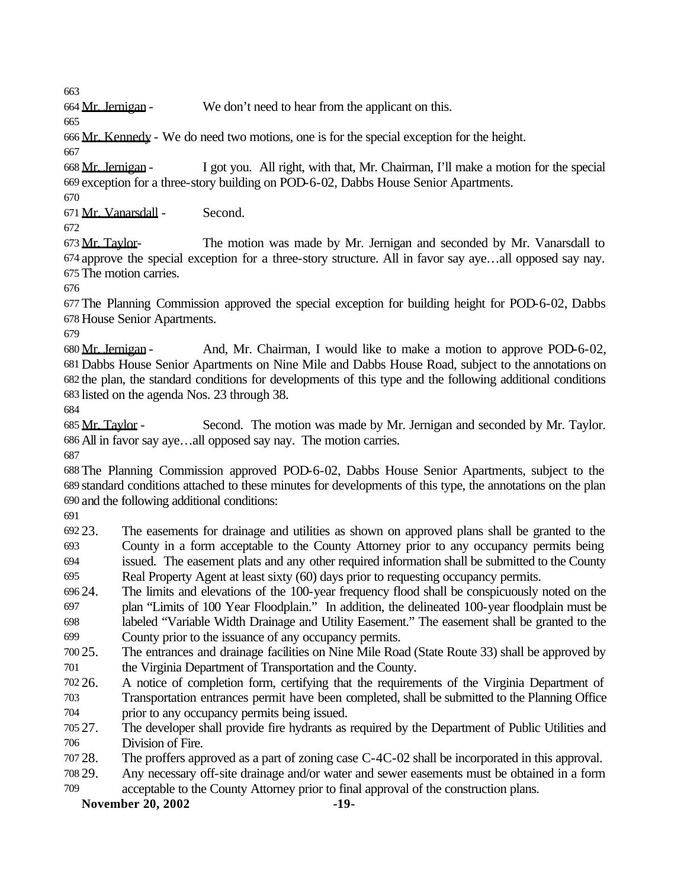Mr. Jernigan - We don't need to hear from the applicant on this.

Mr. Kennedy - We do need two motions, one is for the special exception for the height.

Mr. Jernigan - I got you. All right, with that, Mr. Chairman, I'll make a motion for the special exception for a three-story building on POD-6-02, Dabbs House Senior Apartments.

Mr. Vanarsdall - Second.

Mr. Taylor- The motion was made by Mr. Jernigan and seconded by Mr. Vanarsdall to approve the special exception for a three-story structure. All in favor say aye…all opposed say nay. The motion carries.

The Planning Commission approved the special exception for building height for POD-6-02, Dabbs House Senior Apartments.

Mr. Jernigan - And, Mr. Chairman, I would like to make a motion to approve POD-6-02, Dabbs House Senior Apartments on Nine Mile and Dabbs House Road, subject to the annotations on the plan, the standard conditions for developments of this type and the following additional conditions listed on the agenda Nos. 23 through 38.

Mr. Taylor - Second. The motion was made by Mr. Jernigan and seconded by Mr. Taylor. All in favor say aye…all opposed say nay. The motion carries.

The Planning Commission approved POD-6-02, Dabbs House Senior Apartments, subject to the standard conditions attached to these minutes for developments of this type, the annotations on the plan and the following additional conditions:

23. The easements for drainage and utilities as shown on approved plans shall be granted to the County in a form acceptable to the County Attorney prior to any occupancy permits being issued. The easement plats and any other required information shall be submitted to the County Real Property Agent at least sixty (60) days prior to requesting occupancy permits.
24. The limits and elevations of the 100-year frequency flood shall be conspicuously noted on the plan "Limits of 100 Year Floodplain." In addition, the delineated 100-year floodplain must be labeled "Variable Width Drainage and Utility Easement." The easement shall be granted to the County prior to the issuance of any occupancy permits.
25. The entrances and drainage facilities on Nine Mile Road (State Route 33) shall be approved by the Virginia Department of Transportation and the County.
26. A notice of completion form, certifying that the requirements of the Virginia Department of Transportation entrances permit have been completed, shall be submitted to the Planning Office prior to any occupancy permits being issued.
27. The developer shall provide fire hydrants as required by the Department of Public Utilities and Division of Fire.
28. The proffers approved as a part of zoning case C-4C-02 shall be incorporated in this approval.
29. Any necessary off-site drainage and/or water and sewer easements must be obtained in a form acceptable to the County Attorney prior to final approval of the construction plans.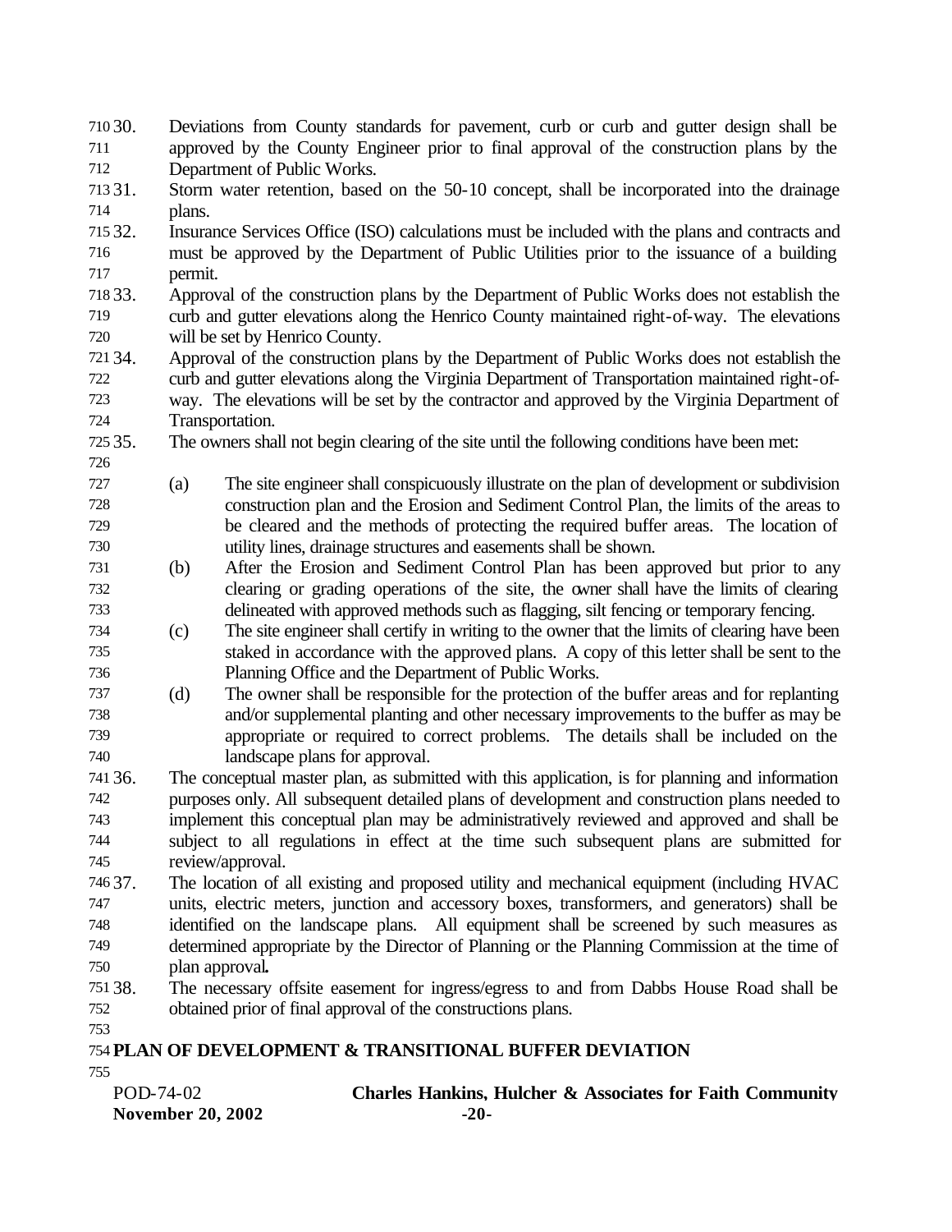30. Deviations from County standards for pavement, curb or curb and gutter design shall be approved by the County Engineer prior to final approval of the construction plans by the Department of Public Works.
31. Storm water retention, based on the 50-10 concept, shall be incorporated into the drainage plans.
32. Insurance Services Office (ISO) calculations must be included with the plans and contracts and must be approved by the Department of Public Utilities prior to the issuance of a building permit.
33. Approval of the construction plans by the Department of Public Works does not establish the curb and gutter elevations along the Henrico County maintained right-of-way. The elevations will be set by Henrico County.
34. Approval of the construction plans by the Department of Public Works does not establish the curb and gutter elevations along the Virginia Department of Transportation maintained right-of-way. The elevations will be set by the contractor and approved by the Virginia Department of Transportation.
35. The owners shall not begin clearing of the site until the following conditions have been met:

    (a) The site engineer shall conspicuously illustrate on the plan of development or subdivision construction plan and the Erosion and Sediment Control Plan, the limits of the areas to be cleared and the methods of protecting the required buffer areas. The location of utility lines, drainage structures and easements shall be shown.
    (b) After the Erosion and Sediment Control Plan has been approved but prior to any clearing or grading operations of the site, the owner shall have the limits of clearing delineated with approved methods such as flagging, silt fencing or temporary fencing.
    (c) The site engineer shall certify in writing to the owner that the limits of clearing have been staked in accordance with the approved plans. A copy of this letter shall be sent to the Planning Office and the Department of Public Works.
    (d) The owner shall be responsible for the protection of the buffer areas and for replanting and/or supplemental planting and other necessary improvements to the buffer as may be appropriate or required to correct problems. The details shall be included on the landscape plans for approval.
36. The conceptual master plan, as submitted with this application, is for planning and information purposes only. All subsequent detailed plans of development and construction plans needed to implement this conceptual plan may be administratively reviewed and approved and shall be subject to all regulations in effect at the time such subsequent plans are submitted for review/approval.
37. The location of all existing and proposed utility and mechanical equipment (including HVAC units, electric meters, junction and accessory boxes, transformers, and generators) shall be identified on the landscape plans. All equipment shall be screened by such measures as determined appropriate by the Director of Planning or the Planning Commission at the time of plan approval**.**
38. The necessary offsite easement for ingress/egress to and from Dabbs House Road shall be obtained prior of final approval of the constructions plans.

**PLAN OF DEVELOPMENT & TRANSITIONAL BUFFER DEVIATION**

POD-74-02 **Charles Hankins, Hulcher & Associates for Faith Community**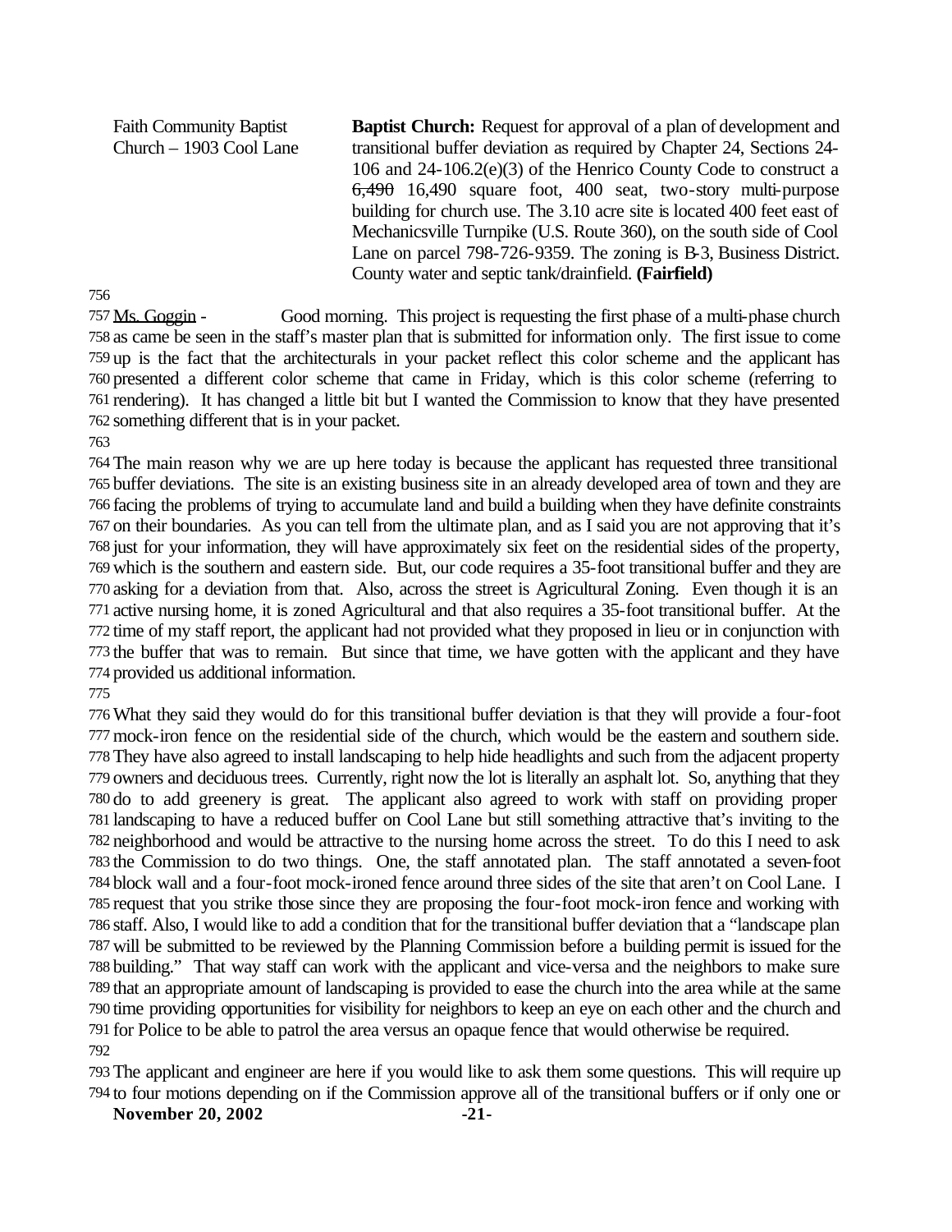Faith Community Baptist Church – 1903 Cool Lane

**Baptist Church:** Request for approval of a plan of development and transitional buffer deviation as required by Chapter 24, Sections 24-106 and 24-106.2(e)(3) of the Henrico County Code to construct a ~~6,490~~ 16,490 square foot, 400 seat, two-story multi-purpose building for church use. The 3.10 acre site is located 400 feet east of Mechanicsville Turnpike (U.S. Route 360), on the south side of Cool Lane on parcel 798-726-9359. The zoning is B-3, Business District. County water and septic tank/drainfield. **(Fairfield)**

756

757 Ms. Goggin - Good morning. This project is requesting the first phase of a multi-phase church 758 as came be seen in the staff's master plan that is submitted for information only. The first issue to come 759 up is the fact that the architecturals in your packet reflect this color scheme and the applicant has 760 presented a different color scheme that came in Friday, which is this color scheme (referring to 761 rendering). It has changed a little bit but I wanted the Commission to know that they have presented 762 something different that is in your packet.

763

764 The main reason why we are up here today is because the applicant has requested three transitional 765 buffer deviations. The site is an existing business site in an already developed area of town and they are 766 facing the problems of trying to accumulate land and build a building when they have definite constraints 767 on their boundaries. As you can tell from the ultimate plan, and as I said you are not approving that it's 768 just for your information, they will have approximately six feet on the residential sides of the property, 769 which is the southern and eastern side. But, our code requires a 35-foot transitional buffer and they are 770 asking for a deviation from that. Also, across the street is Agricultural Zoning. Even though it is an 771 active nursing home, it is zoned Agricultural and that also requires a 35-foot transitional buffer. At the 772 time of my staff report, the applicant had not provided what they proposed in lieu or in conjunction with 773 the buffer that was to remain. But since that time, we have gotten with the applicant and they have 774 provided us additional information.

775

776 What they said they would do for this transitional buffer deviation is that they will provide a four-foot 777 mock-iron fence on the residential side of the church, which would be the eastern and southern side. 778 They have also agreed to install landscaping to help hide headlights and such from the adjacent property 779 owners and deciduous trees. Currently, right now the lot is literally an asphalt lot. So, anything that they 780 do to add greenery is great. The applicant also agreed to work with staff on providing proper 781 landscaping to have a reduced buffer on Cool Lane but still something attractive that's inviting to the 782 neighborhood and would be attractive to the nursing home across the street. To do this I need to ask 783 the Commission to do two things. One, the staff annotated plan. The staff annotated a seven-foot 784 block wall and a four-foot mock-ironed fence around three sides of the site that aren't on Cool Lane. I 785 request that you strike those since they are proposing the four-foot mock-iron fence and working with 786 staff. Also, I would like to add a condition that for the transitional buffer deviation that a "landscape plan 787 will be submitted to be reviewed by the Planning Commission before a building permit is issued for the 788 building." That way staff can work with the applicant and vice-versa and the neighbors to make sure 789 that an appropriate amount of landscaping is provided to ease the church into the area while at the same 790 time providing opportunities for visibility for neighbors to keep an eye on each other and the church and 791 for Police to be able to patrol the area versus an opaque fence that would otherwise be required.

792

793 The applicant and engineer are here if you would like to ask them some questions. This will require up 794 to four motions depending on if the Commission approve all of the transitional buffers or if only one or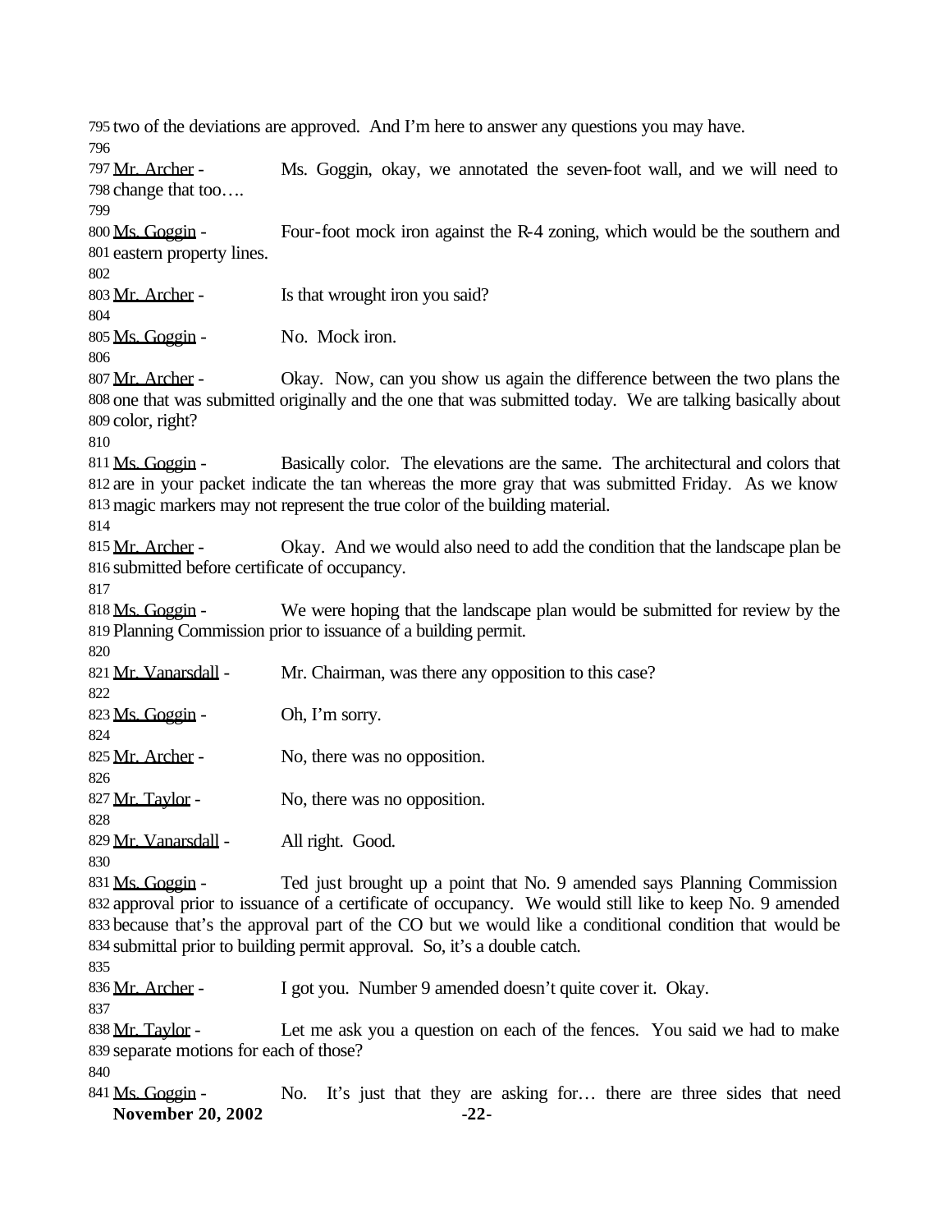two of the deviations are approved. And I'm here to answer any questions you may have.

Mr. Archer - Ms. Goggin, okay, we annotated the seven-foot wall, and we will need to change that too….

Ms. Goggin - Four-foot mock iron against the R-4 zoning, which would be the southern and eastern property lines.

Mr. Archer - Is that wrought iron you said?

Ms. Goggin - No. Mock iron.

Mr. Archer - Okay. Now, can you show us again the difference between the two plans the one that was submitted originally and the one that was submitted today. We are talking basically about color, right?

Ms. Goggin - Basically color. The elevations are the same. The architectural and colors that are in your packet indicate the tan whereas the more gray that was submitted Friday. As we know magic markers may not represent the true color of the building material.

Mr. Archer - Okay. And we would also need to add the condition that the landscape plan be submitted before certificate of occupancy.

Ms. Goggin - We were hoping that the landscape plan would be submitted for review by the Planning Commission prior to issuance of a building permit.

Mr. Vanarsdall - Mr. Chairman, was there any opposition to this case?

Ms. Goggin - Oh, I'm sorry.

Mr. Archer - No, there was no opposition.

Mr. Taylor - No, there was no opposition.

Mr. Vanarsdall - All right. Good.

Ms. Goggin - Ted just brought up a point that No. 9 amended says Planning Commission approval prior to issuance of a certificate of occupancy. We would still like to keep No. 9 amended because that's the approval part of the CO but we would like a conditional condition that would be submittal prior to building permit approval. So, it's a double catch.

Mr. Archer - I got you. Number 9 amended doesn't quite cover it. Okay.

Mr. Taylor - Let me ask you a question on each of the fences. You said we had to make separate motions for each of those?

Ms. Goggin - No. It's just that they are asking for… there are three sides that need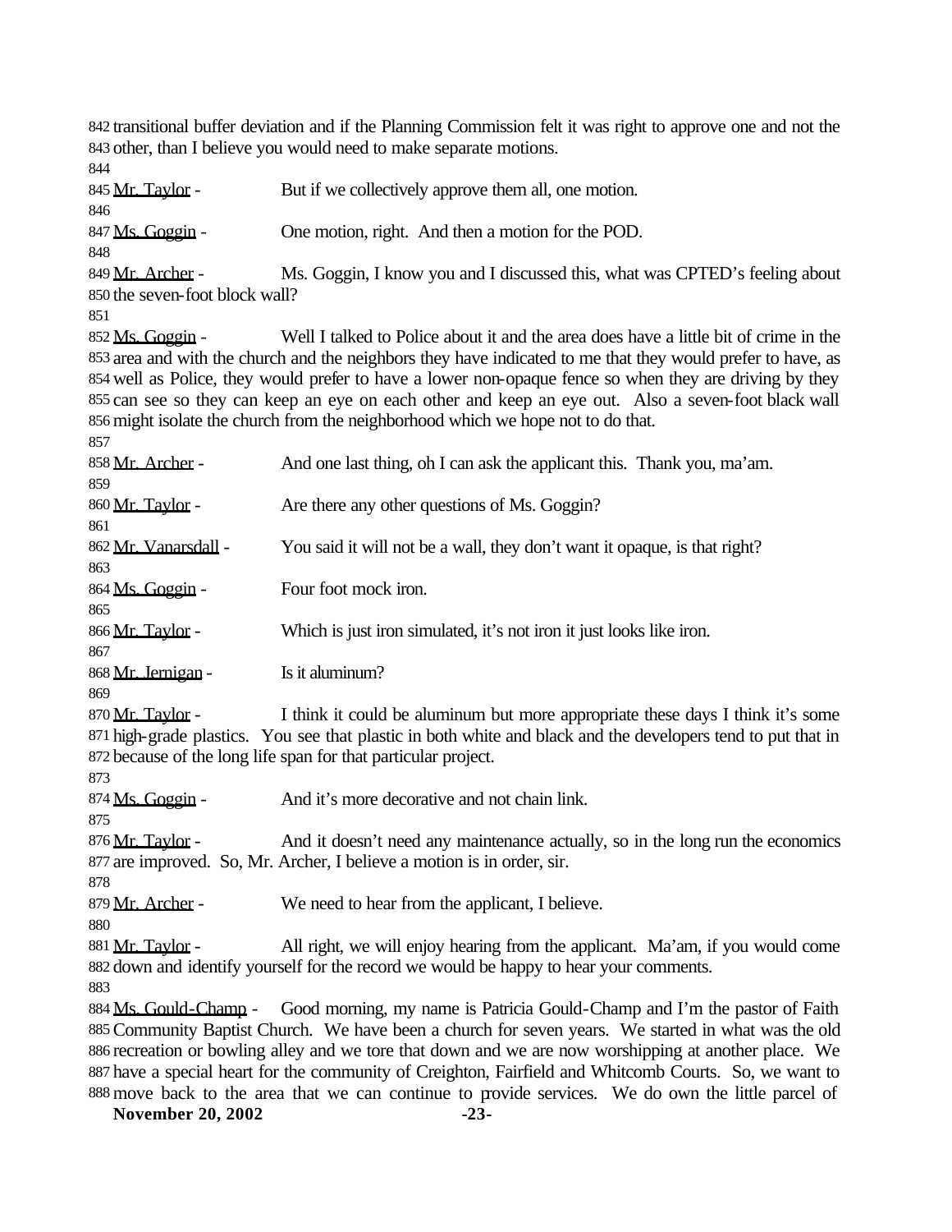transitional buffer deviation and if the Planning Commission felt it was right to approve one and not the other, than I believe you would need to make separate motions.

Mr. Taylor - But if we collectively approve them all, one motion.

Ms. Goggin - One motion, right. And then a motion for the POD.

Mr. Archer - Ms. Goggin, I know you and I discussed this, what was CPTED's feeling about the seven-foot block wall?

Ms. Goggin - Well I talked to Police about it and the area does have a little bit of crime in the area and with the church and the neighbors they have indicated to me that they would prefer to have, as well as Police, they would prefer to have a lower non-opaque fence so when they are driving by they can see so they can keep an eye on each other and keep an eye out. Also a seven-foot black wall might isolate the church from the neighborhood which we hope not to do that.

Mr. Archer - And one last thing, oh I can ask the applicant this. Thank you, ma'am.

Mr. Taylor - Are there any other questions of Ms. Goggin?

Mr. Vanarsdall - You said it will not be a wall, they don't want it opaque, is that right?

Ms. Goggin - Four foot mock iron.

Mr. Taylor - Which is just iron simulated, it's not iron it just looks like iron.

Mr. Jernigan - Is it aluminum?

Mr. Taylor - I think it could be aluminum but more appropriate these days I think it's some high-grade plastics. You see that plastic in both white and black and the developers tend to put that in because of the long life span for that particular project.

Ms. Goggin - And it's more decorative and not chain link.

Mr. Taylor - And it doesn't need any maintenance actually, so in the long run the economics are improved. So, Mr. Archer, I believe a motion is in order, sir.

Mr. Archer - We need to hear from the applicant, I believe.

Mr. Taylor - All right, we will enjoy hearing from the applicant. Ma'am, if you would come down and identify yourself for the record we would be happy to hear your comments.

Ms. Gould-Champ - Good morning, my name is Patricia Gould-Champ and I'm the pastor of Faith Community Baptist Church. We have been a church for seven years. We started in what was the old recreation or bowling alley and we tore that down and we are now worshipping at another place. We have a special heart for the community of Creighton, Fairfield and Whitcomb Courts. So, we want to move back to the area that we can continue to provide services. We do own the little parcel of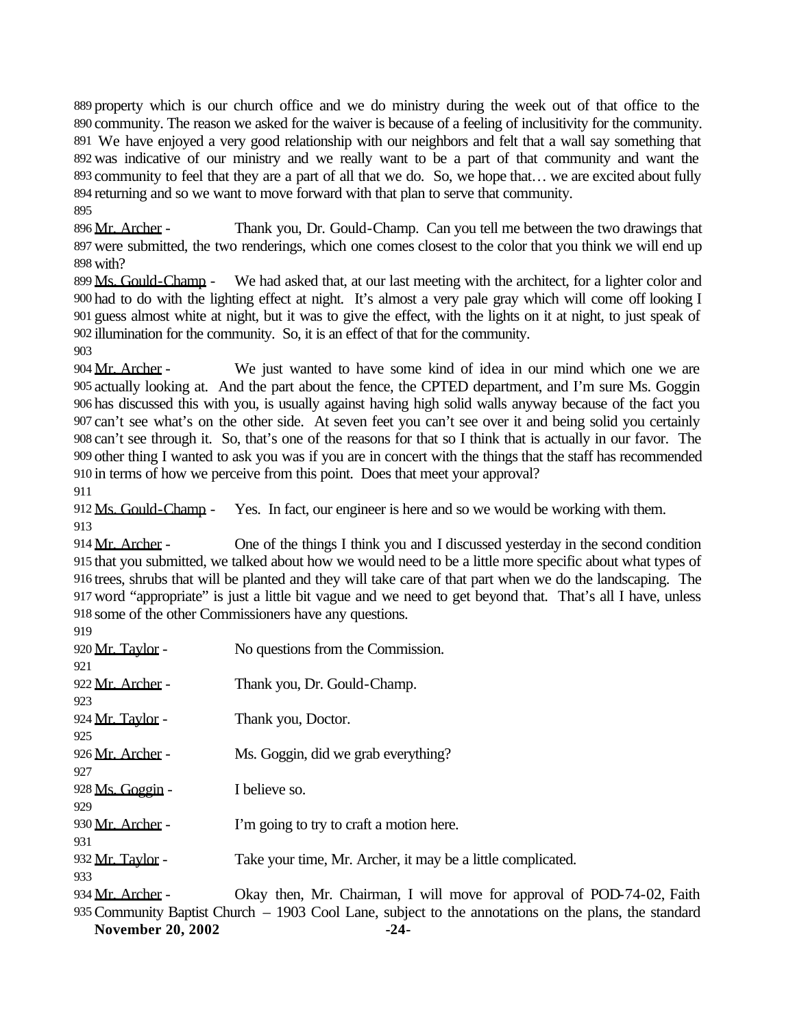property which is our church office and we do ministry during the week out of that office to the community. The reason we asked for the waiver is because of a feeling of inclusitivity for the community. We have enjoyed a very good relationship with our neighbors and felt that a wall say something that was indicative of our ministry and we really want to be a part of that community and want the community to feel that they are a part of all that we do. So, we hope that… we are excited about fully returning and so we want to move forward with that plan to serve that community.

Mr. Archer - Thank you, Dr. Gould-Champ. Can you tell me between the two drawings that were submitted, the two renderings, which one comes closest to the color that you think we will end up with?

Ms. Gould-Champ - We had asked that, at our last meeting with the architect, for a lighter color and had to do with the lighting effect at night. It's almost a very pale gray which will come off looking I guess almost white at night, but it was to give the effect, with the lights on it at night, to just speak of illumination for the community. So, it is an effect of that for the community.

Mr. Archer - We just wanted to have some kind of idea in our mind which one we are actually looking at. And the part about the fence, the CPTED department, and I'm sure Ms. Goggin has discussed this with you, is usually against having high solid walls anyway because of the fact you can't see what's on the other side. At seven feet you can't see over it and being solid you certainly can't see through it. So, that's one of the reasons for that so I think that is actually in our favor. The other thing I wanted to ask you was if you are in concert with the things that the staff has recommended in terms of how we perceive from this point. Does that meet your approval?

Ms. Gould-Champ - Yes. In fact, our engineer is here and so we would be working with them.

Mr. Archer - One of the things I think you and I discussed yesterday in the second condition that you submitted, we talked about how we would need to be a little more specific about what types of trees, shrubs that will be planted and they will take care of that part when we do the landscaping. The word "appropriate" is just a little bit vague and we need to get beyond that. That's all I have, unless some of the other Commissioners have any questions.

Mr. Taylor - No questions from the Commission.

Mr. Archer - Thank you, Dr. Gould-Champ.

Mr. Taylor - Thank you, Doctor.

Mr. Archer - Ms. Goggin, did we grab everything?

Ms. Goggin - I believe so.

Mr. Archer - I'm going to try to craft a motion here.

Mr. Taylor - Take your time, Mr. Archer, it may be a little complicated.

Mr. Archer - Okay then, Mr. Chairman, I will move for approval of POD-74-02, Faith Community Baptist Church – 1903 Cool Lane, subject to the annotations on the plans, the standard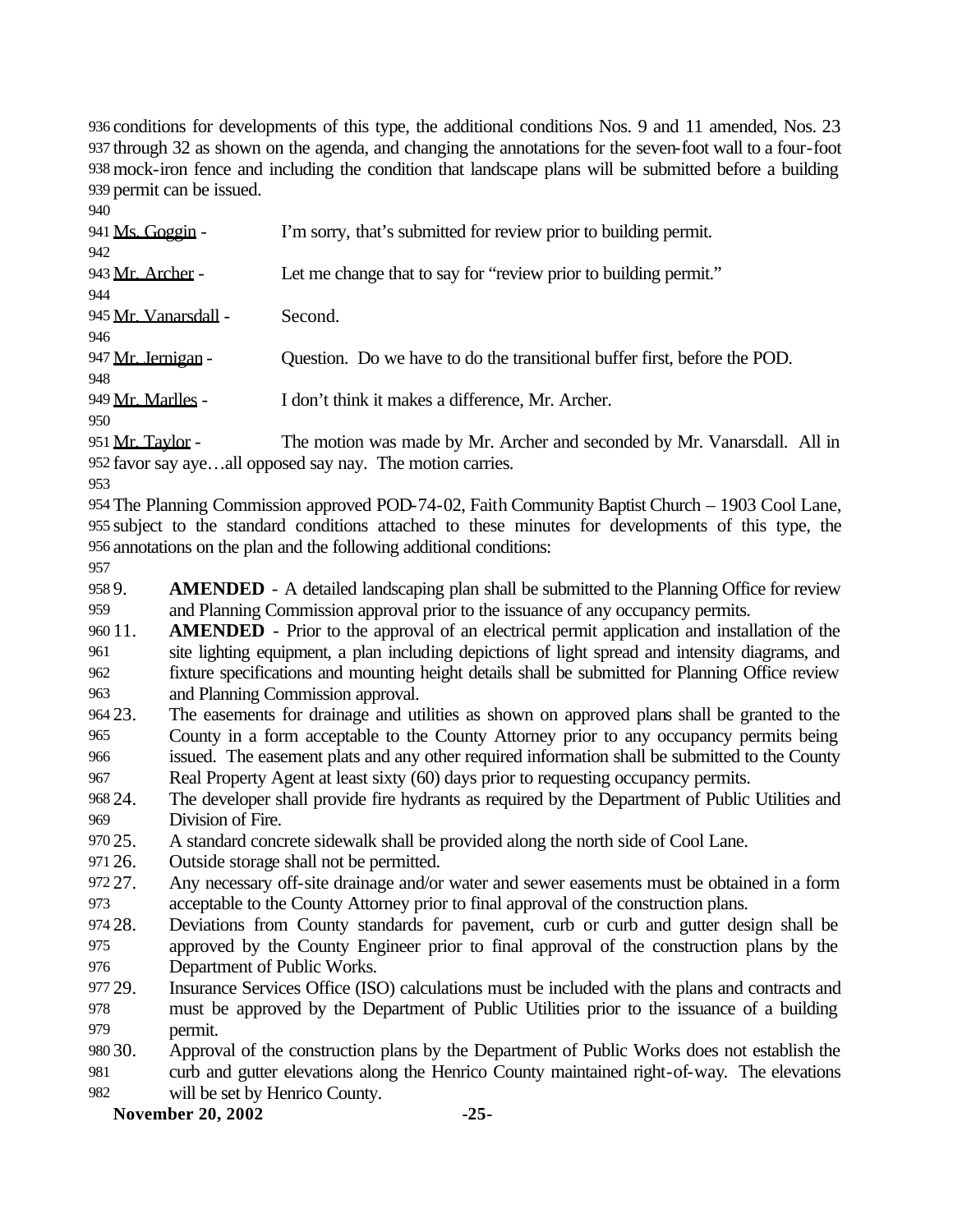conditions for developments of this type, the additional conditions Nos. 9 and 11 amended, Nos. 23 through 32 as shown on the agenda, and changing the annotations for the seven-foot wall to a four-foot mock-iron fence and including the condition that landscape plans will be submitted before a building permit can be issued.

Ms. Goggin - I'm sorry, that's submitted for review prior to building permit.

Mr. Archer - Let me change that to say for "review prior to building permit."

Mr. Vanarsdall - Second.

Mr. Jernigan - Question. Do we have to do the transitional buffer first, before the POD.

Mr. Marlles - I don't think it makes a difference, Mr. Archer.

Mr. Taylor - The motion was made by Mr. Archer and seconded by Mr. Vanarsdall. All in favor say aye…all opposed say nay. The motion carries.

The Planning Commission approved POD-74-02, Faith Community Baptist Church – 1903 Cool Lane, subject to the standard conditions attached to these minutes for developments of this type, the annotations on the plan and the following additional conditions:

9. **AMENDED** - A detailed landscaping plan shall be submitted to the Planning Office for review and Planning Commission approval prior to the issuance of any occupancy permits.
11. **AMENDED** - Prior to the approval of an electrical permit application and installation of the site lighting equipment, a plan including depictions of light spread and intensity diagrams, and fixture specifications and mounting height details shall be submitted for Planning Office review and Planning Commission approval.
23. The easements for drainage and utilities as shown on approved plans shall be granted to the County in a form acceptable to the County Attorney prior to any occupancy permits being issued. The easement plats and any other required information shall be submitted to the County Real Property Agent at least sixty (60) days prior to requesting occupancy permits.
24. The developer shall provide fire hydrants as required by the Department of Public Utilities and Division of Fire.
25. A standard concrete sidewalk shall be provided along the north side of Cool Lane.
26. Outside storage shall not be permitted.
27. Any necessary off-site drainage and/or water and sewer easements must be obtained in a form acceptable to the County Attorney prior to final approval of the construction plans.
28. Deviations from County standards for pavement, curb or curb and gutter design shall be approved by the County Engineer prior to final approval of the construction plans by the Department of Public Works.
29. Insurance Services Office (ISO) calculations must be included with the plans and contracts and must be approved by the Department of Public Utilities prior to the issuance of a building permit.
30. Approval of the construction plans by the Department of Public Works does not establish the curb and gutter elevations along the Henrico County maintained right-of-way. The elevations will be set by Henrico County.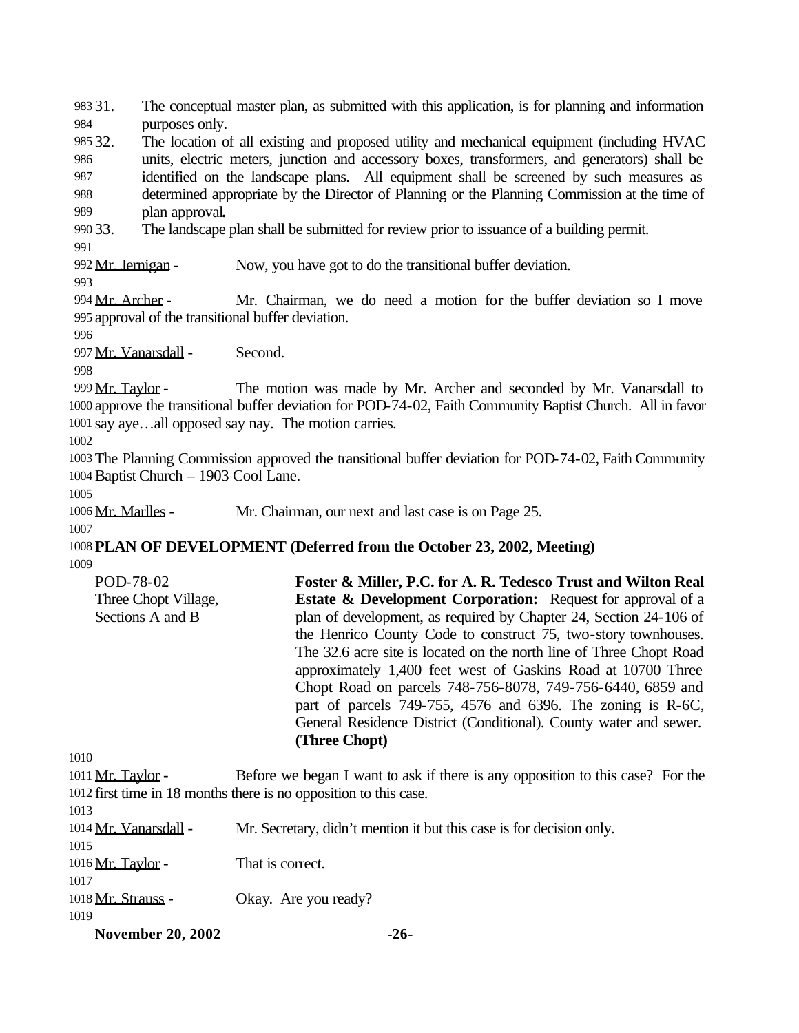31. The conceptual master plan, as submitted with this application, is for planning and information purposes only.
32. The location of all existing and proposed utility and mechanical equipment (including HVAC units, electric meters, junction and accessory boxes, transformers, and generators) shall be identified on the landscape plans. All equipment shall be screened by such measures as determined appropriate by the Director of Planning or the Planning Commission at the time of plan approval**.**
33. The landscape plan shall be submitted for review prior to issuance of a building permit.

Mr. Jernigan - Now, you have got to do the transitional buffer deviation.

Mr. Archer - Mr. Chairman, we do need a motion for the buffer deviation so I move approval of the transitional buffer deviation.

Mr. Vanarsdall - Second.

Mr. Taylor - The motion was made by Mr. Archer and seconded by Mr. Vanarsdall to approve the transitional buffer deviation for POD-74-02, Faith Community Baptist Church. All in favor say aye…all opposed say nay. The motion carries.

The Planning Commission approved the transitional buffer deviation for POD-74-02, Faith Community Baptist Church – 1903 Cool Lane.

Mr. Marlles - Mr. Chairman, our next and last case is on Page 25.

**PLAN OF DEVELOPMENT (Deferred from the October 23, 2002, Meeting)**

POD-78-02
Three Chopt Village, Sections A and B

**Foster & Miller, P.C. for A. R. Tedesco Trust and Wilton Real Estate & Development Corporation:** Request for approval of a plan of development, as required by Chapter 24, Section 24-106 of the Henrico County Code to construct 75, two-story townhouses. The 32.6 acre site is located on the north line of Three Chopt Road approximately 1,400 feet west of Gaskins Road at 10700 Three Chopt Road on parcels 748-756-8078, 749-756-6440, 6859 and part of parcels 749-755, 4576 and 6396. The zoning is R-6C, General Residence District (Conditional). County water and sewer. **(Three Chopt)**

Mr. Taylor - Before we began I want to ask if there is any opposition to this case? For the first time in 18 months there is no opposition to this case.

Mr. Vanarsdall - Mr. Secretary, didn't mention it but this case is for decision only.

Mr. Taylor - That is correct.

Mr. Strauss - Okay. Are you ready?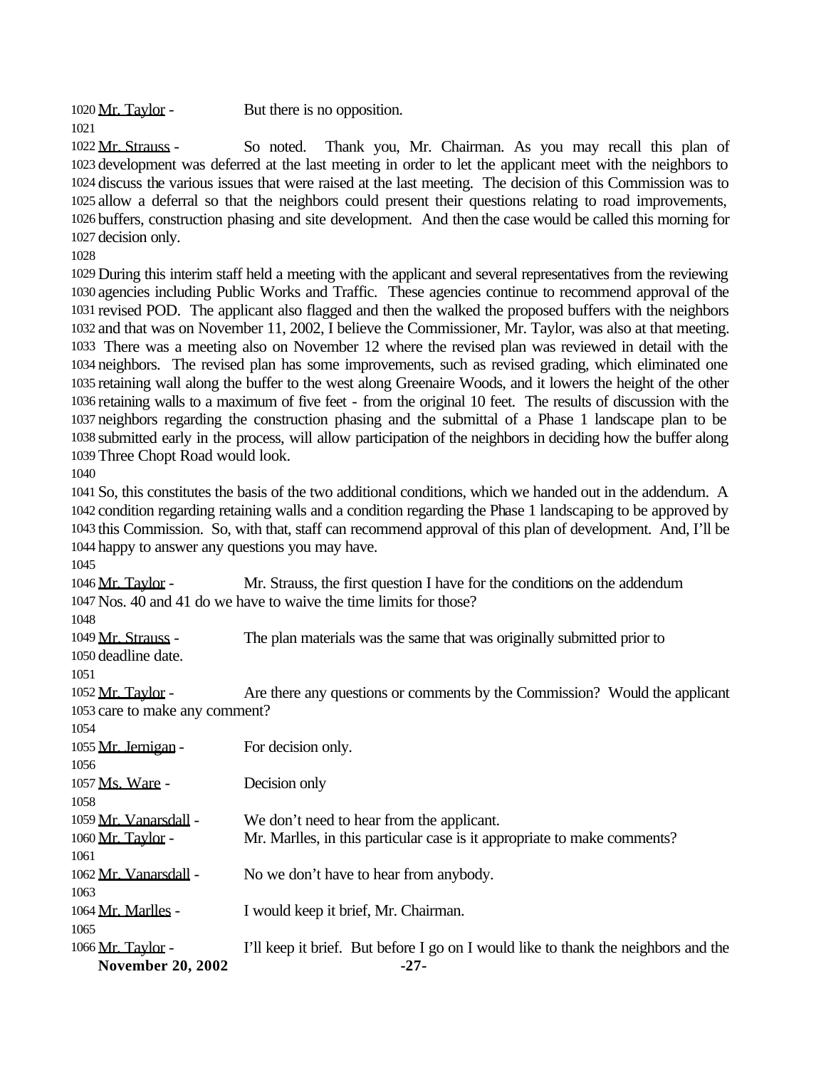Mr. Taylor - But there is no opposition.

Mr. Strauss - So noted. Thank you, Mr. Chairman. As you may recall this plan of development was deferred at the last meeting in order to let the applicant meet with the neighbors to discuss the various issues that were raised at the last meeting. The decision of this Commission was to allow a deferral so that the neighbors could present their questions relating to road improvements, buffers, construction phasing and site development. And then the case would be called this morning for decision only.

During this interim staff held a meeting with the applicant and several representatives from the reviewing agencies including Public Works and Traffic. These agencies continue to recommend approval of the revised POD. The applicant also flagged and then the walked the proposed buffers with the neighbors and that was on November 11, 2002, I believe the Commissioner, Mr. Taylor, was also at that meeting. There was a meeting also on November 12 where the revised plan was reviewed in detail with the neighbors. The revised plan has some improvements, such as revised grading, which eliminated one retaining wall along the buffer to the west along Greenaire Woods, and it lowers the height of the other retaining walls to a maximum of five feet - from the original 10 feet. The results of discussion with the neighbors regarding the construction phasing and the submittal of a Phase 1 landscape plan to be submitted early in the process, will allow participation of the neighbors in deciding how the buffer along Three Chopt Road would look.

So, this constitutes the basis of the two additional conditions, which we handed out in the addendum. A condition regarding retaining walls and a condition regarding the Phase 1 landscaping to be approved by this Commission. So, with that, staff can recommend approval of this plan of development. And, I'll be happy to answer any questions you may have.

Mr. Taylor - Mr. Strauss, the first question I have for the conditions on the addendum Nos. 40 and 41 do we have to waive the time limits for those?

Mr. Strauss - The plan materials was the same that was originally submitted prior to deadline date.

Mr. Taylor - Are there any questions or comments by the Commission? Would the applicant care to make any comment?

Mr. Jernigan - For decision only.

Ms. Ware - Decision only

Mr. Vanarsdall - We don't need to hear from the applicant.

Mr. Taylor - Mr. Marlles, in this particular case is it appropriate to make comments?

Mr. Vanarsdall - No we don't have to hear from anybody.

Mr. Marlles - I would keep it brief, Mr. Chairman.

Mr. Taylor - I'll keep it brief. But before I go on I would like to thank the neighbors and the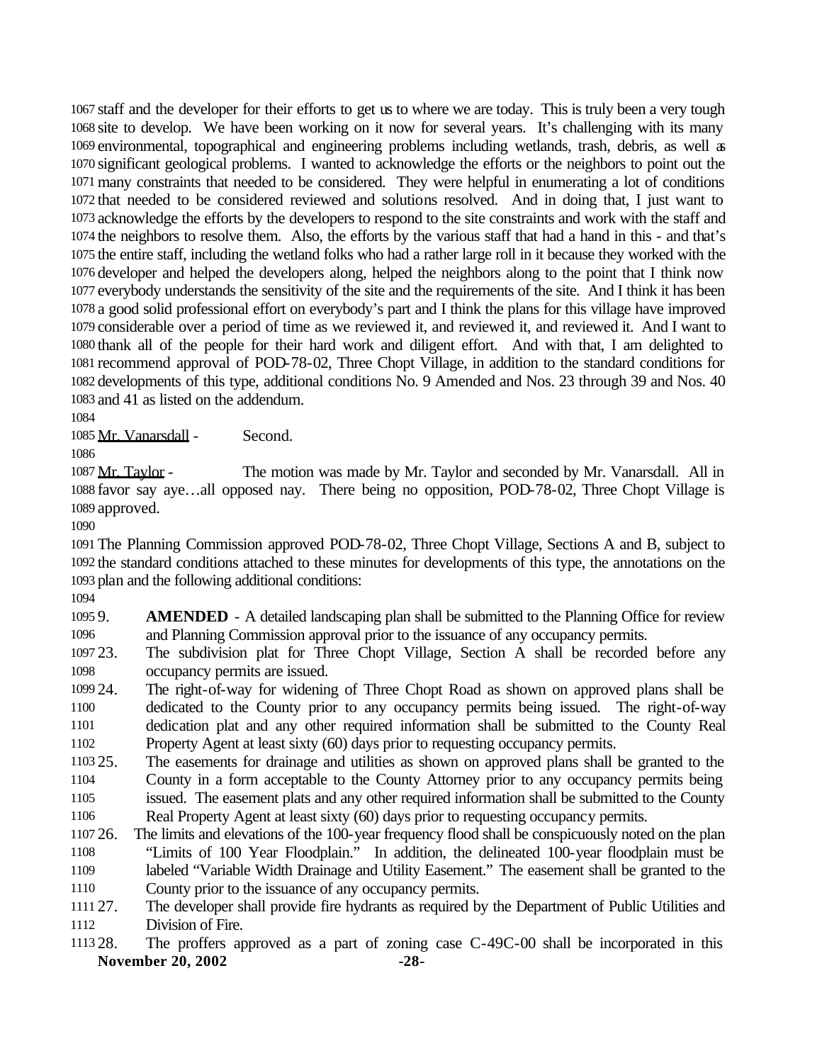staff and the developer for their efforts to get us to where we are today. This is truly been a very tough site to develop. We have been working on it now for several years. It's challenging with its many environmental, topographical and engineering problems including wetlands, trash, debris, as well as significant geological problems. I wanted to acknowledge the efforts or the neighbors to point out the many constraints that needed to be considered. They were helpful in enumerating a lot of conditions that needed to be considered reviewed and solutions resolved. And in doing that, I just want to acknowledge the efforts by the developers to respond to the site constraints and work with the staff and the neighbors to resolve them. Also, the efforts by the various staff that had a hand in this - and that's the entire staff, including the wetland folks who had a rather large roll in it because they worked with the developer and helped the developers along, helped the neighbors along to the point that I think now everybody understands the sensitivity of the site and the requirements of the site. And I think it has been a good solid professional effort on everybody's part and I think the plans for this village have improved considerable over a period of time as we reviewed it, and reviewed it, and reviewed it. And I want to thank all of the people for their hard work and diligent effort. And with that, I am delighted to recommend approval of POD-78-02, Three Chopt Village, in addition to the standard conditions for developments of this type, additional conditions No. 9 Amended and Nos. 23 through 39 and Nos. 40 and 41 as listed on the addendum.

Mr. Vanarsdall - Second.

Mr. Taylor - The motion was made by Mr. Taylor and seconded by Mr. Vanarsdall. All in favor say aye…all opposed nay. There being no opposition, POD-78-02, Three Chopt Village is approved.

The Planning Commission approved POD-78-02, Three Chopt Village, Sections A and B, subject to the standard conditions attached to these minutes for developments of this type, the annotations on the plan and the following additional conditions:

9. **AMENDED** - A detailed landscaping plan shall be submitted to the Planning Office for review and Planning Commission approval prior to the issuance of any occupancy permits.
23. The subdivision plat for Three Chopt Village, Section A shall be recorded before any occupancy permits are issued.
24. The right-of-way for widening of Three Chopt Road as shown on approved plans shall be dedicated to the County prior to any occupancy permits being issued. The right-of-way dedication plat and any other required information shall be submitted to the County Real Property Agent at least sixty (60) days prior to requesting occupancy permits.
25. The easements for drainage and utilities as shown on approved plans shall be granted to the County in a form acceptable to the County Attorney prior to any occupancy permits being issued. The easement plats and any other required information shall be submitted to the County Real Property Agent at least sixty (60) days prior to requesting occupancy permits.
26. The limits and elevations of the 100-year frequency flood shall be conspicuously noted on the plan "Limits of 100 Year Floodplain." In addition, the delineated 100-year floodplain must be labeled "Variable Width Drainage and Utility Easement." The easement shall be granted to the County prior to the issuance of any occupancy permits.
27. The developer shall provide fire hydrants as required by the Department of Public Utilities and Division of Fire.
28. The proffers approved as a part of zoning case C-49C-00 shall be incorporated in this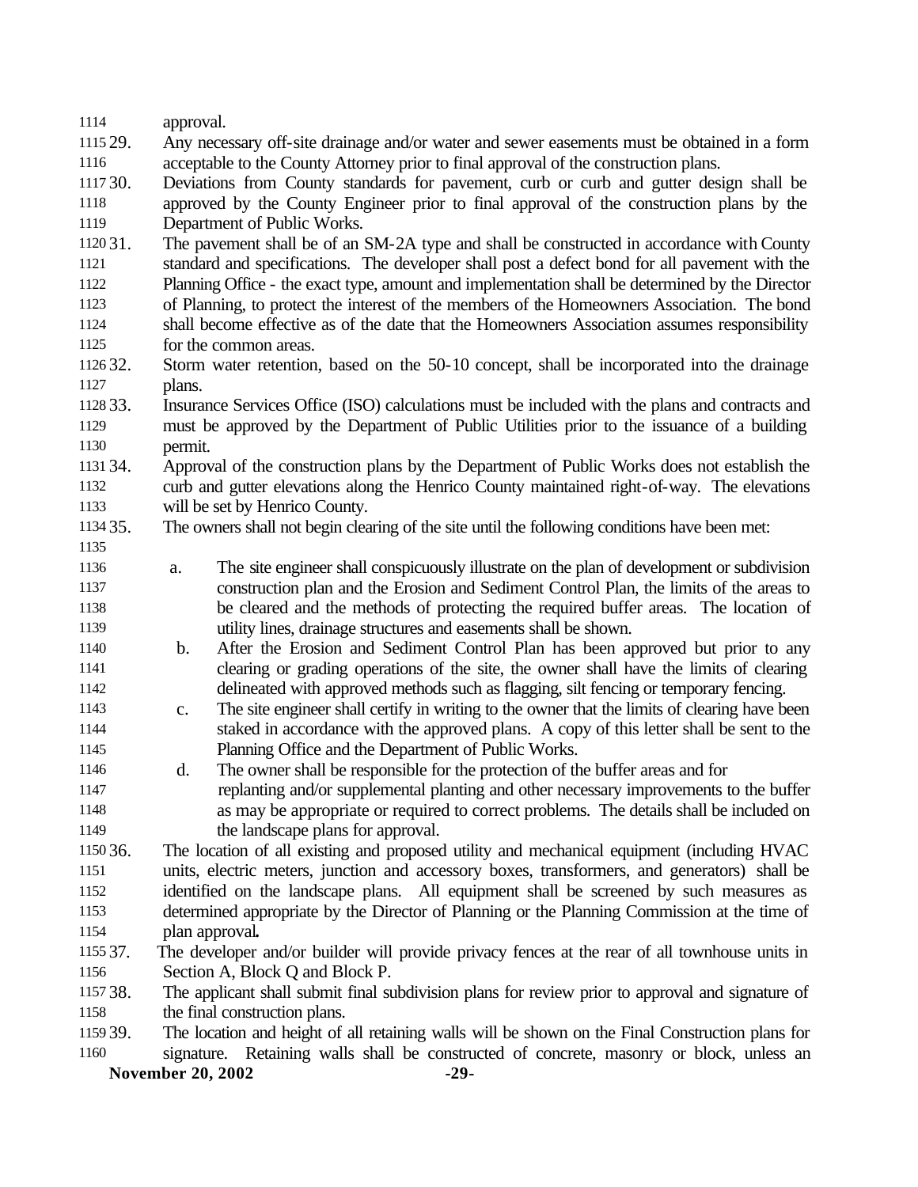approval.

29. Any necessary off-site drainage and/or water and sewer easements must be obtained in a form acceptable to the County Attorney prior to final approval of the construction plans.

30. Deviations from County standards for pavement, curb or curb and gutter design shall be approved by the County Engineer prior to final approval of the construction plans by the Department of Public Works.

31. The pavement shall be of an SM-2A type and shall be constructed in accordance with County standard and specifications. The developer shall post a defect bond for all pavement with the Planning Office - the exact type, amount and implementation shall be determined by the Director of Planning, to protect the interest of the members of the Homeowners Association. The bond shall become effective as of the date that the Homeowners Association assumes responsibility for the common areas.

32. Storm water retention, based on the 50-10 concept, shall be incorporated into the drainage plans.

33. Insurance Services Office (ISO) calculations must be included with the plans and contracts and must be approved by the Department of Public Utilities prior to the issuance of a building permit.

34. Approval of the construction plans by the Department of Public Works does not establish the curb and gutter elevations along the Henrico County maintained right-of-way. The elevations will be set by Henrico County.

35. The owners shall not begin clearing of the site until the following conditions have been met:

    a. The site engineer shall conspicuously illustrate on the plan of development or subdivision construction plan and the Erosion and Sediment Control Plan, the limits of the areas to be cleared and the methods of protecting the required buffer areas. The location of utility lines, drainage structures and easements shall be shown.

    b. After the Erosion and Sediment Control Plan has been approved but prior to any clearing or grading operations of the site, the owner shall have the limits of clearing delineated with approved methods such as flagging, silt fencing or temporary fencing.

    c. The site engineer shall certify in writing to the owner that the limits of clearing have been staked in accordance with the approved plans. A copy of this letter shall be sent to the Planning Office and the Department of Public Works.

    d. The owner shall be responsible for the protection of the buffer areas and for replanting and/or supplemental planting and other necessary improvements to the buffer as may be appropriate or required to correct problems. The details shall be included on the landscape plans for approval.

36. The location of all existing and proposed utility and mechanical equipment (including HVAC units, electric meters, junction and accessory boxes, transformers, and generators) shall be identified on the landscape plans. All equipment shall be screened by such measures as determined appropriate by the Director of Planning or the Planning Commission at the time of plan approval**.**

37. The developer and/or builder will provide privacy fences at the rear of all townhouse units in Section A, Block Q and Block P.

38. The applicant shall submit final subdivision plans for review prior to approval and signature of the final construction plans.

39. The location and height of all retaining walls will be shown on the Final Construction plans for signature. Retaining walls shall be constructed of concrete, masonry or block, unless an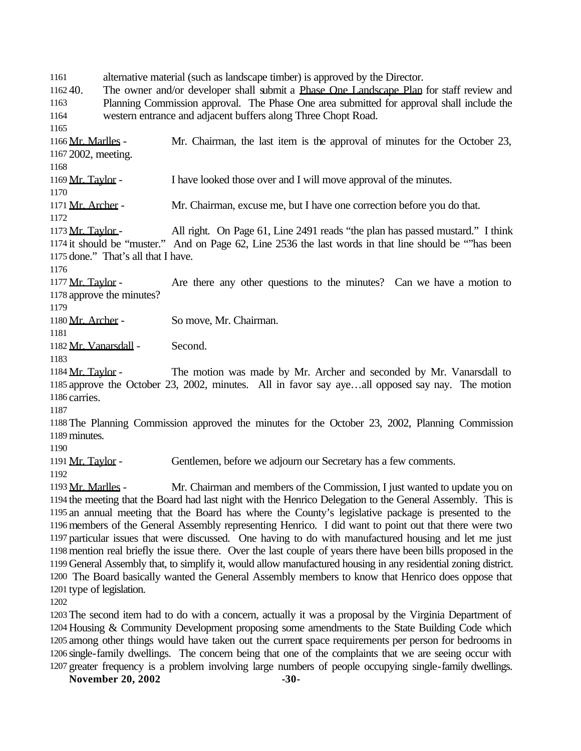alternative material (such as landscape timber) is approved by the Director.

40. The owner and/or developer shall submit a Phase One Landscape Plan for staff review and Planning Commission approval. The Phase One area submitted for approval shall include the western entrance and adjacent buffers along Three Chopt Road.

Mr. Marlles - Mr. Chairman, the last item is the approval of minutes for the October 23, 2002, meeting.

Mr. Taylor - I have looked those over and I will move approval of the minutes.

Mr. Archer - Mr. Chairman, excuse me, but I have one correction before you do that.

Mr. Taylor - All right. On Page 61, Line 2491 reads "the plan has passed mustard." I think it should be "muster." And on Page 62, Line 2536 the last words in that line should be ""has been done." That's all that I have.

Mr. Taylor - Are there any other questions to the minutes? Can we have a motion to approve the minutes?

Mr. Archer - So move, Mr. Chairman.

Mr. Vanarsdall - Second.

Mr. Taylor - The motion was made by Mr. Archer and seconded by Mr. Vanarsdall to approve the October 23, 2002, minutes. All in favor say aye…all opposed say nay. The motion carries.

The Planning Commission approved the minutes for the October 23, 2002, Planning Commission minutes.

Mr. Taylor - Gentlemen, before we adjourn our Secretary has a few comments.

Mr. Marlles - Mr. Chairman and members of the Commission, I just wanted to update you on the meeting that the Board had last night with the Henrico Delegation to the General Assembly. This is an annual meeting that the Board has where the County's legislative package is presented to the members of the General Assembly representing Henrico. I did want to point out that there were two particular issues that were discussed. One having to do with manufactured housing and let me just mention real briefly the issue there. Over the last couple of years there have been bills proposed in the General Assembly that, to simplify it, would allow manufactured housing in any residential zoning district. The Board basically wanted the General Assembly members to know that Henrico does oppose that type of legislation.

The second item had to do with a concern, actually it was a proposal by the Virginia Department of Housing & Community Development proposing some amendments to the State Building Code which among other things would have taken out the current space requirements per person for bedrooms in single-family dwellings. The concern being that one of the complaints that we are seeing occur with greater frequency is a problem involving large numbers of people occupying single-family dwellings.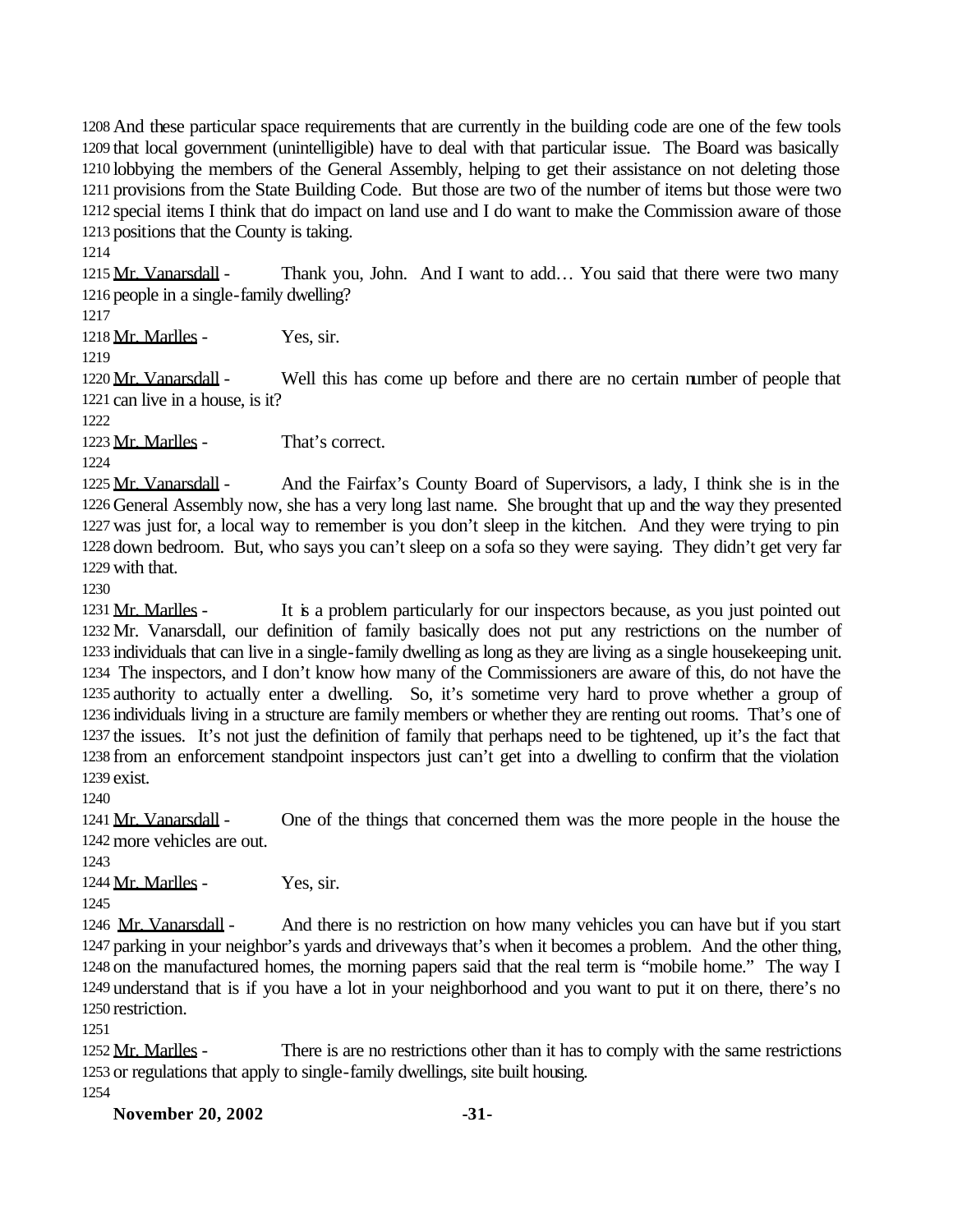And these particular space requirements that are currently in the building code are one of the few tools that local government (unintelligible) have to deal with that particular issue. The Board was basically lobbying the members of the General Assembly, helping to get their assistance on not deleting those provisions from the State Building Code. But those are two of the number of items but those were two special items I think that do impact on land use and I do want to make the Commission aware of those positions that the County is taking.

Mr. Vanarsdall - Thank you, John. And I want to add… You said that there were two many people in a single-family dwelling?

Mr. Marlles - Yes, sir.

Mr. Vanarsdall - Well this has come up before and there are no certain number of people that can live in a house, is it?

Mr. Marlles - That's correct.

Mr. Vanarsdall - And the Fairfax's County Board of Supervisors, a lady, I think she is in the General Assembly now, she has a very long last name. She brought that up and the way they presented was just for, a local way to remember is you don't sleep in the kitchen. And they were trying to pin down bedroom. But, who says you can't sleep on a sofa so they were saying. They didn't get very far with that.

Mr. Marlles - It is a problem particularly for our inspectors because, as you just pointed out Mr. Vanarsdall, our definition of family basically does not put any restrictions on the number of individuals that can live in a single-family dwelling as long as they are living as a single housekeeping unit. The inspectors, and I don't know how many of the Commissioners are aware of this, do not have the authority to actually enter a dwelling. So, it's sometime very hard to prove whether a group of individuals living in a structure are family members or whether they are renting out rooms. That's one of the issues. It's not just the definition of family that perhaps need to be tightened, up it's the fact that from an enforcement standpoint inspectors just can't get into a dwelling to confirm that the violation exist.

Mr. Vanarsdall - One of the things that concerned them was the more people in the house the more vehicles are out.

Mr. Marlles - Yes, sir.

Mr. Vanarsdall - And there is no restriction on how many vehicles you can have but if you start parking in your neighbor's yards and driveways that's when it becomes a problem. And the other thing, on the manufactured homes, the morning papers said that the real term is "mobile home." The way I understand that is if you have a lot in your neighborhood and you want to put it on there, there's no restriction.

Mr. Marlles - There is are no restrictions other than it has to comply with the same restrictions or regulations that apply to single-family dwellings, site built housing.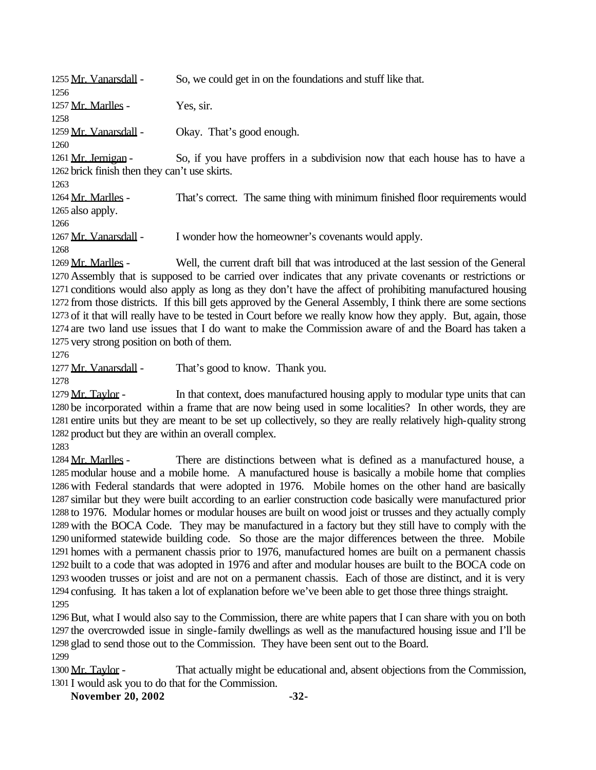Mr. Vanarsdall - So, we could get in on the foundations and stuff like that.

Mr. Marlles - Yes, sir.

Mr. Vanarsdall - Okay. That's good enough.

Mr. Jernigan - So, if you have proffers in a subdivision now that each house has to have a brick finish then they can't use skirts.

Mr. Marlles - That's correct. The same thing with minimum finished floor requirements would also apply.

Mr. Vanarsdall - I wonder how the homeowner's covenants would apply.

Mr. Marlles - Well, the current draft bill that was introduced at the last session of the General Assembly that is supposed to be carried over indicates that any private covenants or restrictions or conditions would also apply as long as they don't have the affect of prohibiting manufactured housing from those districts. If this bill gets approved by the General Assembly, I think there are some sections of it that will really have to be tested in Court before we really know how they apply. But, again, those are two land use issues that I do want to make the Commission aware of and the Board has taken a very strong position on both of them.

Mr. Vanarsdall - That's good to know. Thank you.

Mr. Taylor - In that context, does manufactured housing apply to modular type units that can be incorporated within a frame that are now being used in some localities? In other words, they are entire units but they are meant to be set up collectively, so they are really relatively high-quality strong product but they are within an overall complex.

Mr. Marlles - There are distinctions between what is defined as a manufactured house, a modular house and a mobile home. A manufactured house is basically a mobile home that complies with Federal standards that were adopted in 1976. Mobile homes on the other hand are basically similar but they were built according to an earlier construction code basically were manufactured prior to 1976. Modular homes or modular houses are built on wood joist or trusses and they actually comply with the BOCA Code. They may be manufactured in a factory but they still have to comply with the uniformed statewide building code. So those are the major differences between the three. Mobile homes with a permanent chassis prior to 1976, manufactured homes are built on a permanent chassis built to a code that was adopted in 1976 and after and modular houses are built to the BOCA code on wooden trusses or joist and are not on a permanent chassis. Each of those are distinct, and it is very confusing. It has taken a lot of explanation before we've been able to get those three things straight.

But, what I would also say to the Commission, there are white papers that I can share with you on both the overcrowded issue in single-family dwellings as well as the manufactured housing issue and I'll be glad to send those out to the Commission. They have been sent out to the Board.

Mr. Taylor - That actually might be educational and, absent objections from the Commission, I would ask you to do that for the Commission.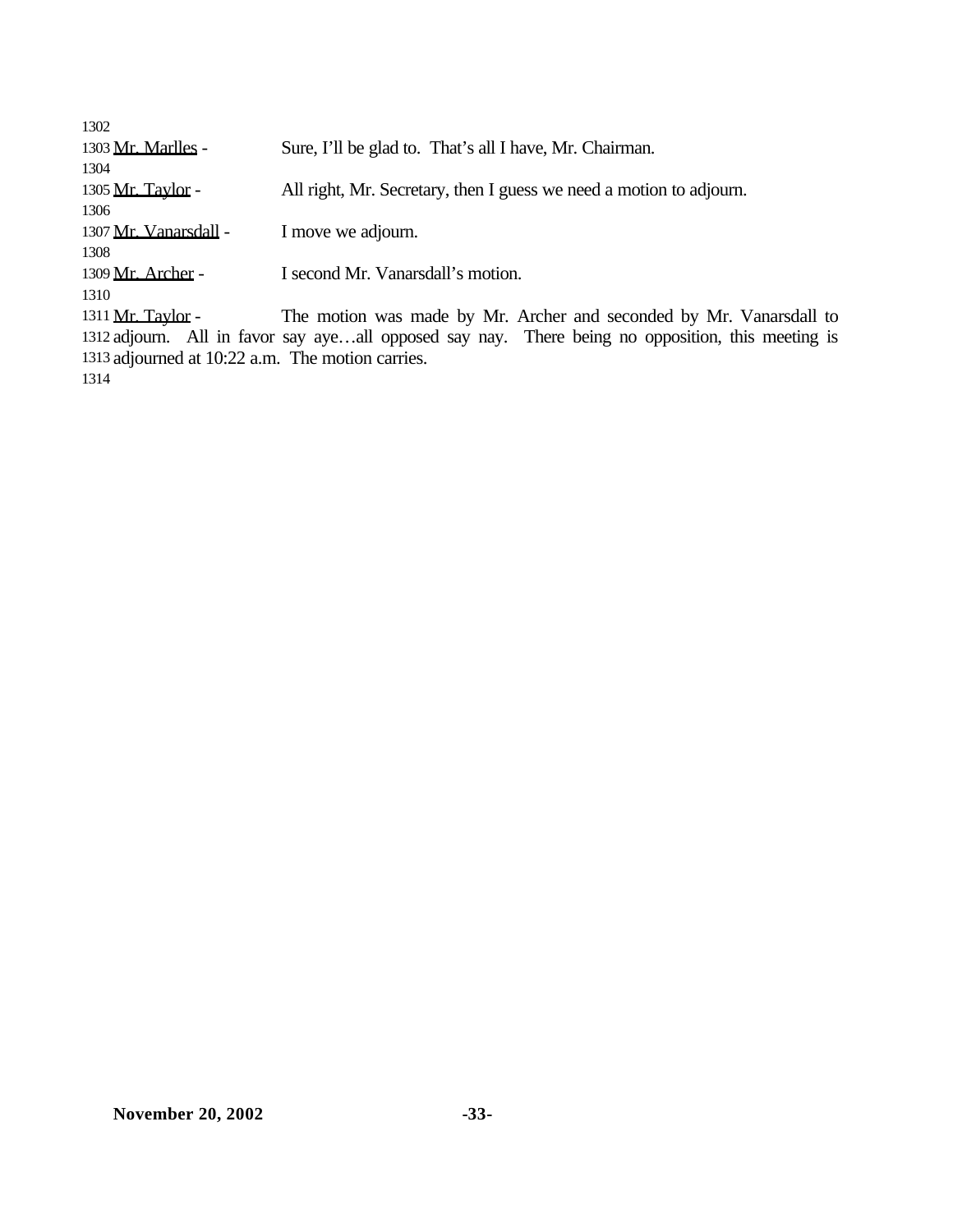1302
1303 Mr. Marlles - Sure, I'll be glad to. That's all I have, Mr. Chairman.
1304
1305 Mr. Taylor - All right, Mr. Secretary, then I guess we need a motion to adjourn.
1306
1307 Mr. Vanarsdall - I move we adjourn.
1308
1309 Mr. Archer - I second Mr. Vanarsdall's motion.
1310
1311 Mr. Taylor - The motion was made by Mr. Archer and seconded by Mr. Vanarsdall to
1312 adjourn. All in favor say aye…all opposed say nay. There being no opposition, this meeting is
1313 adjourned at 10:22 a.m. The motion carries.
1314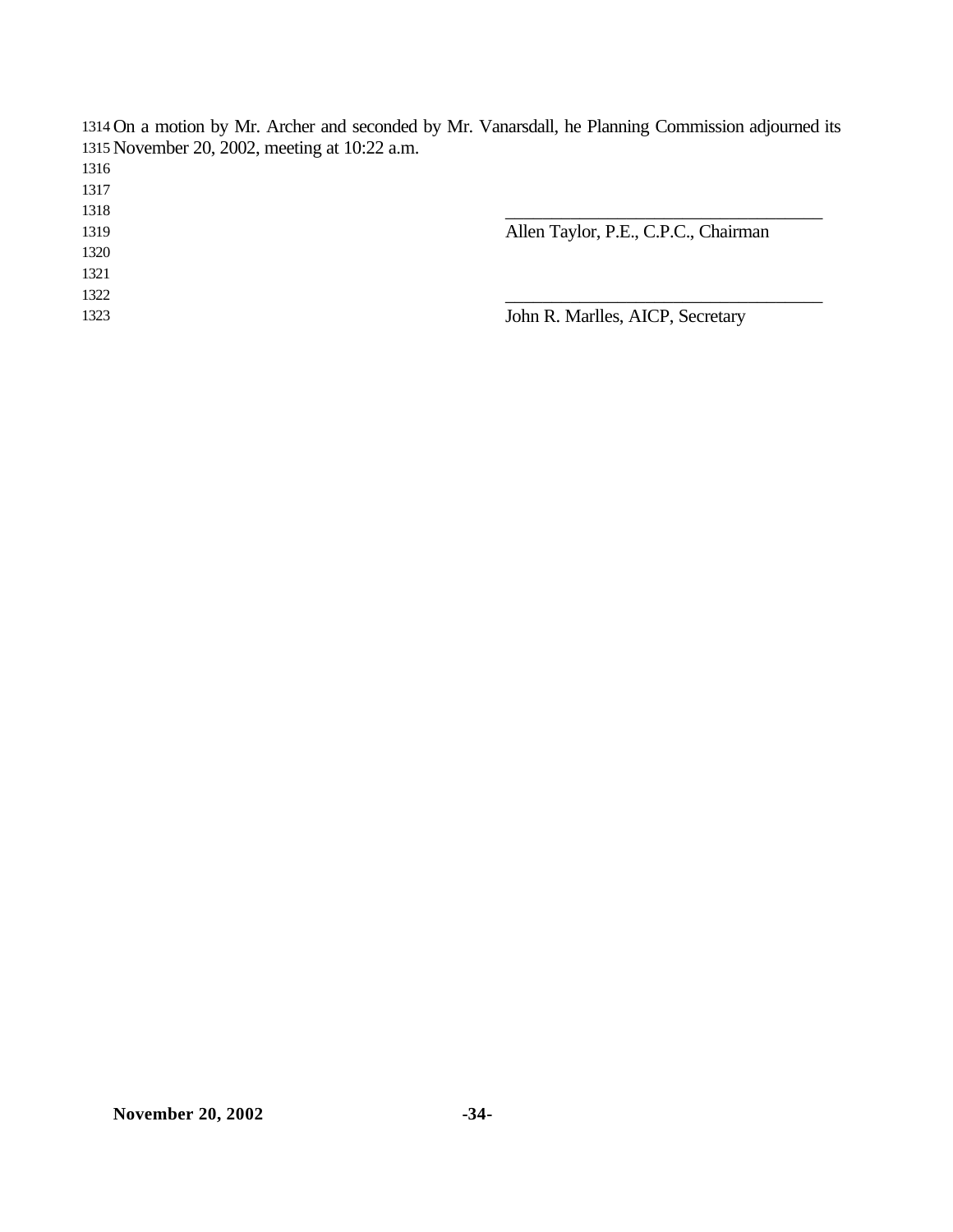On a motion by Mr. Archer and seconded by Mr. Vanarsdall, he Planning Commission adjourned its November 20, 2002, meeting at 10:22 a.m.

\_\_\_\_\_\_\_\_\_\_\_\_\_\_\_\_\_\_\_\_\_\_\_\_\_\_\_\_\_\_\_\_\_\_\_\_
Allen Taylor, P.E., C.P.C., Chairman

\_\_\_\_\_\_\_\_\_\_\_\_\_\_\_\_\_\_\_\_\_\_\_\_\_\_\_\_\_\_\_\_\_\_\_\_
John R. Marlles, AICP, Secretary